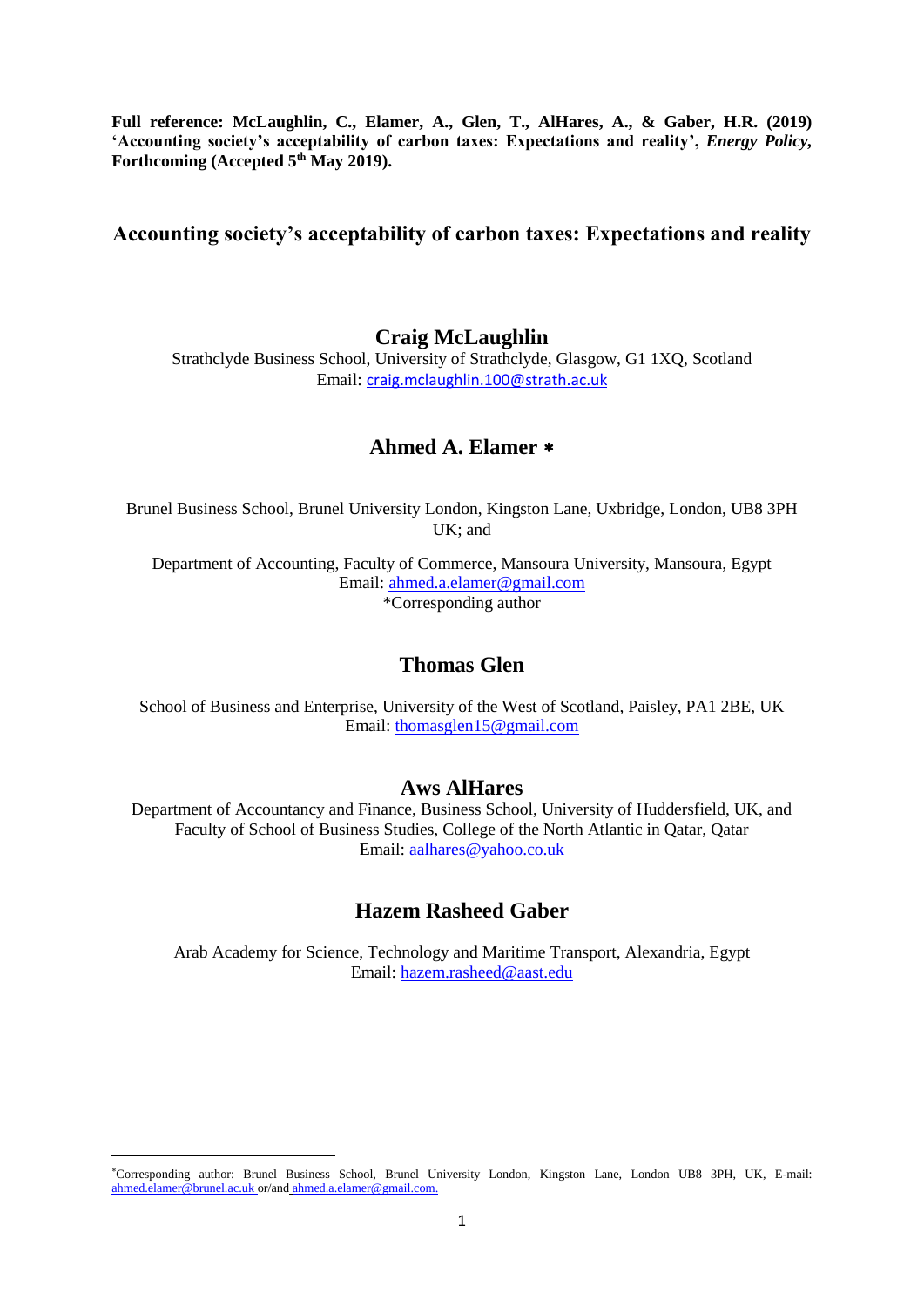**Full reference: McLaughlin, C., Elamer, A., Glen, T., AlHares, A., & Gaber, H.R. (2019) 'Accounting society's acceptability of carbon taxes: Expectations and reality', *Energy Policy*, Forthcoming (Accepted 5th May 2019).**

# Accounting society's acceptability of carbon taxes: Expectations and reality

## Craig McLaughlin

Strathclyde Business School, University of Strathclyde, Glasgow, G1 1XQ, Scotland
Email: craig.mclaughlin.100@strath.ac.uk

## Ahmed A. Elamer *

Brunel Business School, Brunel University London, Kingston Lane, Uxbridge, London, UB8 3PH UK; and

Department of Accounting, Faculty of Commerce, Mansoura University, Mansoura, Egypt
Email: ahmed.a.elamer@gmail.com
*Corresponding author

## Thomas Glen

School of Business and Enterprise, University of the West of Scotland, Paisley, PA1 2BE, UK
Email: thomasglen15@gmail.com

## Aws AlHares

Department of Accountancy and Finance, Business School, University of Huddersfield, UK, and Faculty of School of Business Studies, College of the North Atlantic in Qatar, Qatar
Email: aalhares@yahoo.co.uk

## Hazem Rasheed Gaber

Arab Academy for Science, Technology and Maritime Transport, Alexandria, Egypt
Email: hazem.rasheed@aast.edu

---

*Corresponding author: Brunel Business School, Brunel University London, Kingston Lane, London UB8 3PH, UK, E-mail: ahmed.elamer@brunel.ac.uk or/and ahmed.a.elamer@gmail.com.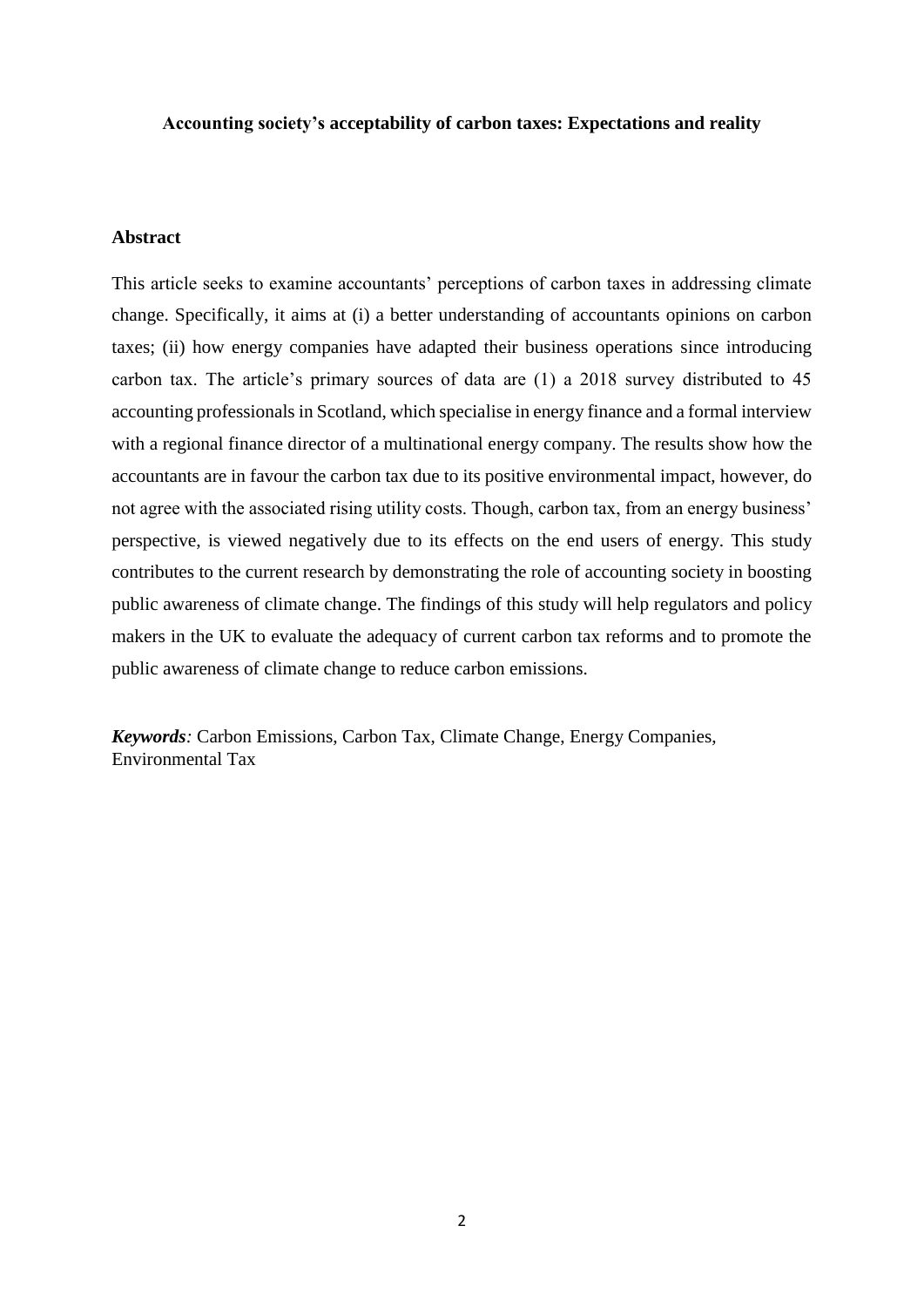**Accounting society's acceptability of carbon taxes: Expectations and reality**

## Abstract

This article seeks to examine accountants' perceptions of carbon taxes in addressing climate change. Specifically, it aims at (i) a better understanding of accountants opinions on carbon taxes; (ii) how energy companies have adapted their business operations since introducing carbon tax. The article's primary sources of data are (1) a 2018 survey distributed to 45 accounting professionals in Scotland, which specialise in energy finance and a formal interview with a regional finance director of a multinational energy company. The results show how the accountants are in favour the carbon tax due to its positive environmental impact, however, do not agree with the associated rising utility costs. Though, carbon tax, from an energy business' perspective, is viewed negatively due to its effects on the end users of energy. This study contributes to the current research by demonstrating the role of accounting society in boosting public awareness of climate change. The findings of this study will help regulators and policy makers in the UK to evaluate the adequacy of current carbon tax reforms and to promote the public awareness of climate change to reduce carbon emissions.

***Keywords**:* Carbon Emissions, Carbon Tax, Climate Change, Energy Companies, Environmental Tax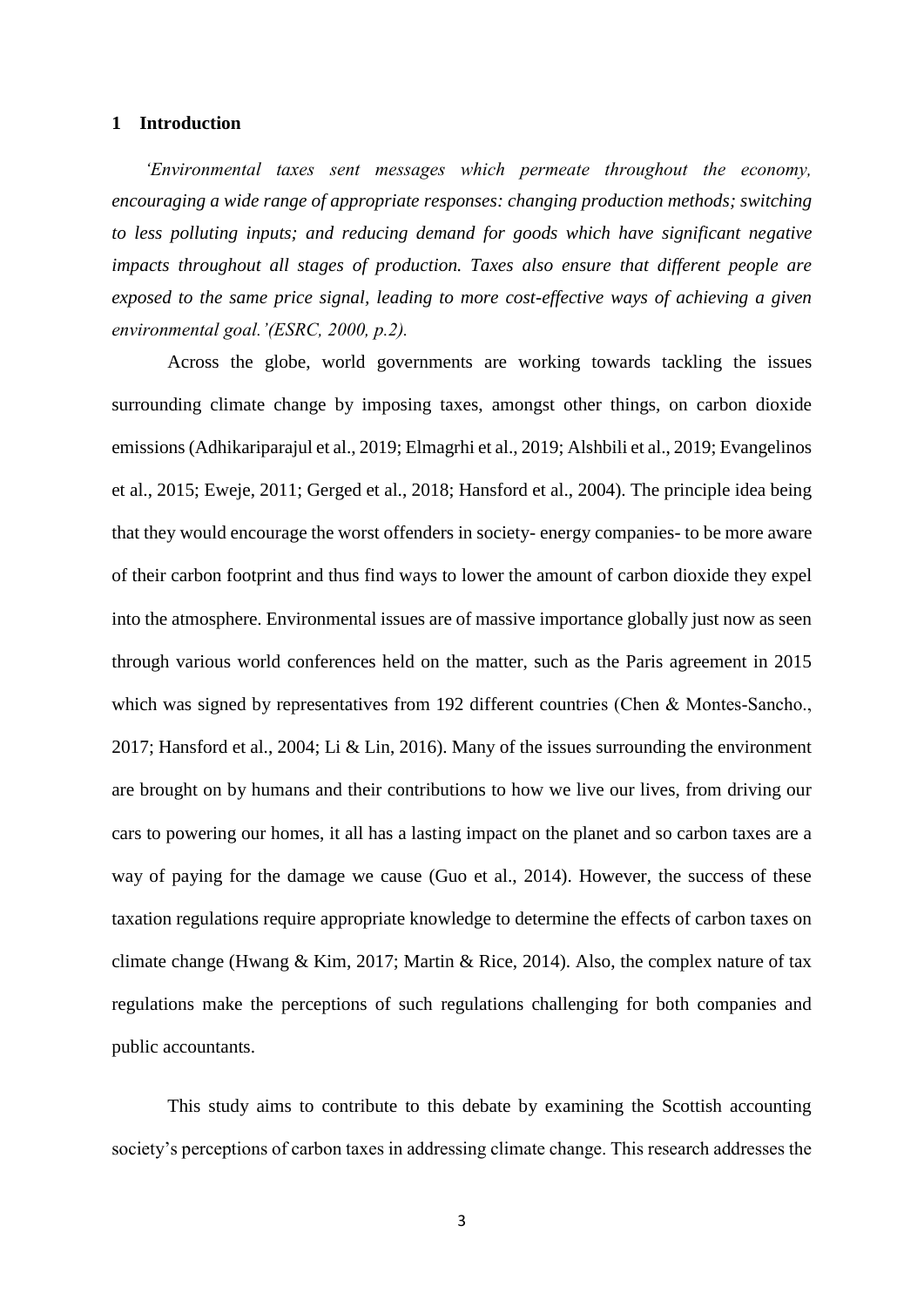# 1 Introduction

*'Environmental taxes sent messages which permeate throughout the economy, encouraging a wide range of appropriate responses: changing production methods; switching to less polluting inputs; and reducing demand for goods which have significant negative impacts throughout all stages of production. Taxes also ensure that different people are exposed to the same price signal, leading to more cost-effective ways of achieving a given environmental goal.'(ESRC, 2000, p.2).*

Across the globe, world governments are working towards tackling the issues surrounding climate change by imposing taxes, amongst other things, on carbon dioxide emissions (Adhikariparajul et al., 2019; Elmagrhi et al., 2019; Alshbili et al., 2019; Evangelinos et al., 2015; Eweje, 2011; Gerged et al., 2018; Hansford et al., 2004). The principle idea being that they would encourage the worst offenders in society- energy companies- to be more aware of their carbon footprint and thus find ways to lower the amount of carbon dioxide they expel into the atmosphere. Environmental issues are of massive importance globally just now as seen through various world conferences held on the matter, such as the Paris agreement in 2015 which was signed by representatives from 192 different countries (Chen & Montes-Sancho., 2017; Hansford et al., 2004; Li & Lin, 2016). Many of the issues surrounding the environment are brought on by humans and their contributions to how we live our lives, from driving our cars to powering our homes, it all has a lasting impact on the planet and so carbon taxes are a way of paying for the damage we cause (Guo et al., 2014). However, the success of these taxation regulations require appropriate knowledge to determine the effects of carbon taxes on climate change (Hwang & Kim, 2017; Martin & Rice, 2014). Also, the complex nature of tax regulations make the perceptions of such regulations challenging for both companies and public accountants.

This study aims to contribute to this debate by examining the Scottish accounting society's perceptions of carbon taxes in addressing climate change. This research addresses the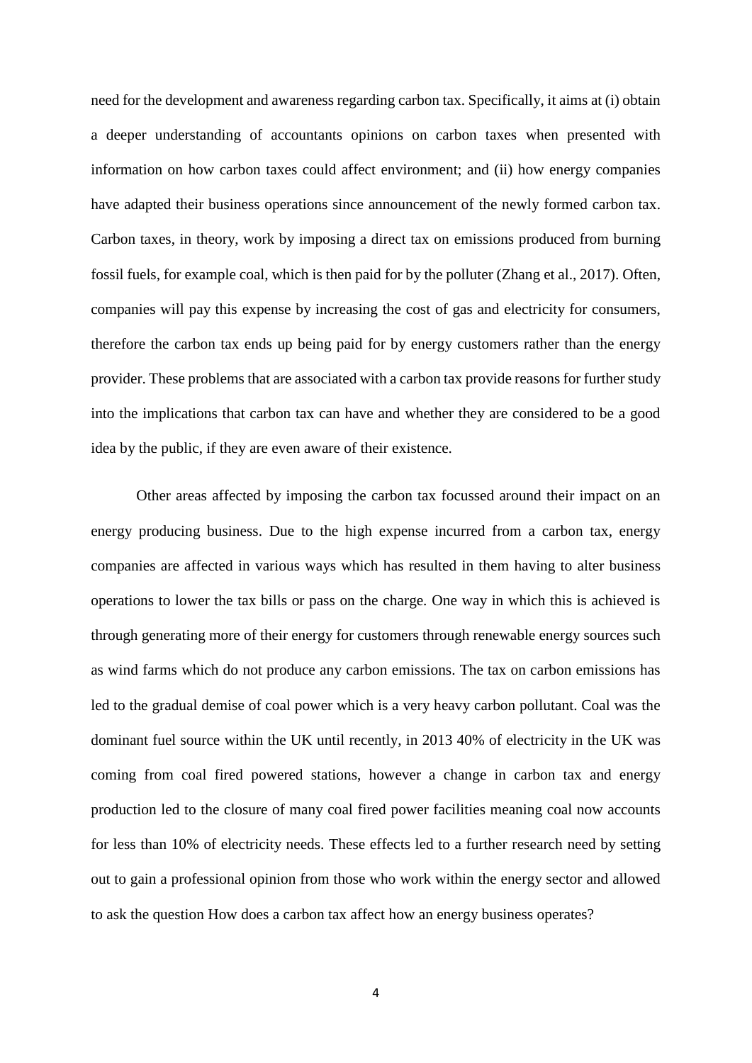need for the development and awareness regarding carbon tax. Specifically, it aims at (i) obtain a deeper understanding of accountants opinions on carbon taxes when presented with information on how carbon taxes could affect environment; and (ii) how energy companies have adapted their business operations since announcement of the newly formed carbon tax. Carbon taxes, in theory, work by imposing a direct tax on emissions produced from burning fossil fuels, for example coal, which is then paid for by the polluter (Zhang et al., 2017). Often, companies will pay this expense by increasing the cost of gas and electricity for consumers, therefore the carbon tax ends up being paid for by energy customers rather than the energy provider. These problems that are associated with a carbon tax provide reasons for further study into the implications that carbon tax can have and whether they are considered to be a good idea by the public, if they are even aware of their existence.

Other areas affected by imposing the carbon tax focussed around their impact on an energy producing business. Due to the high expense incurred from a carbon tax, energy companies are affected in various ways which has resulted in them having to alter business operations to lower the tax bills or pass on the charge. One way in which this is achieved is through generating more of their energy for customers through renewable energy sources such as wind farms which do not produce any carbon emissions. The tax on carbon emissions has led to the gradual demise of coal power which is a very heavy carbon pollutant. Coal was the dominant fuel source within the UK until recently, in 2013 40% of electricity in the UK was coming from coal fired powered stations, however a change in carbon tax and energy production led to the closure of many coal fired power facilities meaning coal now accounts for less than 10% of electricity needs. These effects led to a further research need by setting out to gain a professional opinion from those who work within the energy sector and allowed to ask the question How does a carbon tax affect how an energy business operates?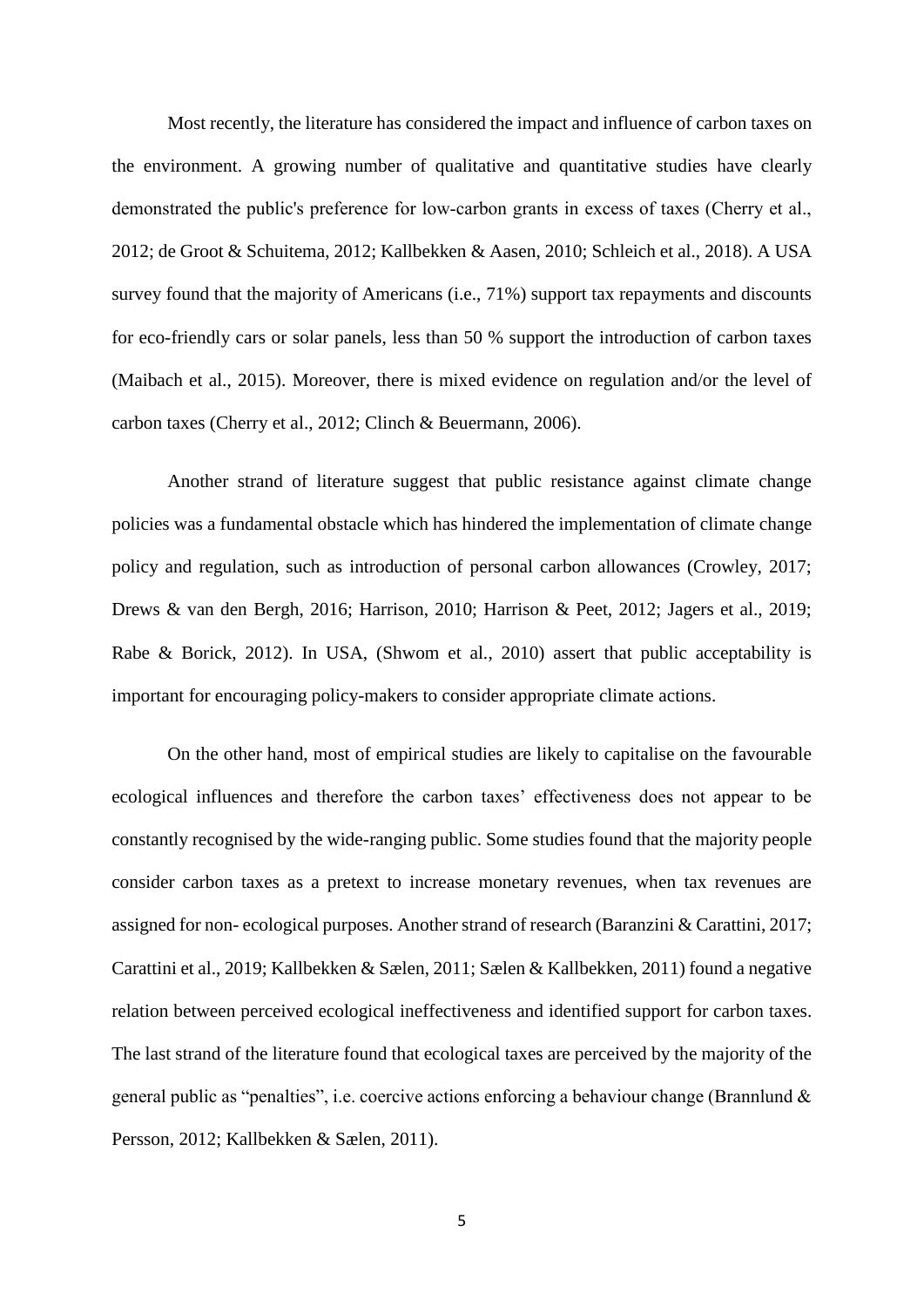Most recently, the literature has considered the impact and influence of carbon taxes on the environment. A growing number of qualitative and quantitative studies have clearly demonstrated the public's preference for low-carbon grants in excess of taxes (Cherry et al., 2012; de Groot & Schuitema, 2012; Kallbekken & Aasen, 2010; Schleich et al., 2018). A USA survey found that the majority of Americans (i.e., 71%) support tax repayments and discounts for eco-friendly cars or solar panels, less than 50 % support the introduction of carbon taxes (Maibach et al., 2015). Moreover, there is mixed evidence on regulation and/or the level of carbon taxes (Cherry et al., 2012; Clinch & Beuermann, 2006).

Another strand of literature suggest that public resistance against climate change policies was a fundamental obstacle which has hindered the implementation of climate change policy and regulation, such as introduction of personal carbon allowances (Crowley, 2017; Drews & van den Bergh, 2016; Harrison, 2010; Harrison & Peet, 2012; Jagers et al., 2019; Rabe & Borick, 2012). In USA, (Shwom et al., 2010) assert that public acceptability is important for encouraging policy-makers to consider appropriate climate actions.

On the other hand, most of empirical studies are likely to capitalise on the favourable ecological influences and therefore the carbon taxes' effectiveness does not appear to be constantly recognised by the wide-ranging public. Some studies found that the majority people consider carbon taxes as a pretext to increase monetary revenues, when tax revenues are assigned for non- ecological purposes. Another strand of research (Baranzini & Carattini, 2017; Carattini et al., 2019; Kallbekken & Sælen, 2011; Sælen & Kallbekken, 2011) found a negative relation between perceived ecological ineffectiveness and identified support for carbon taxes. The last strand of the literature found that ecological taxes are perceived by the majority of the general public as "penalties", i.e. coercive actions enforcing a behaviour change (Brannlund & Persson, 2012; Kallbekken & Sælen, 2011).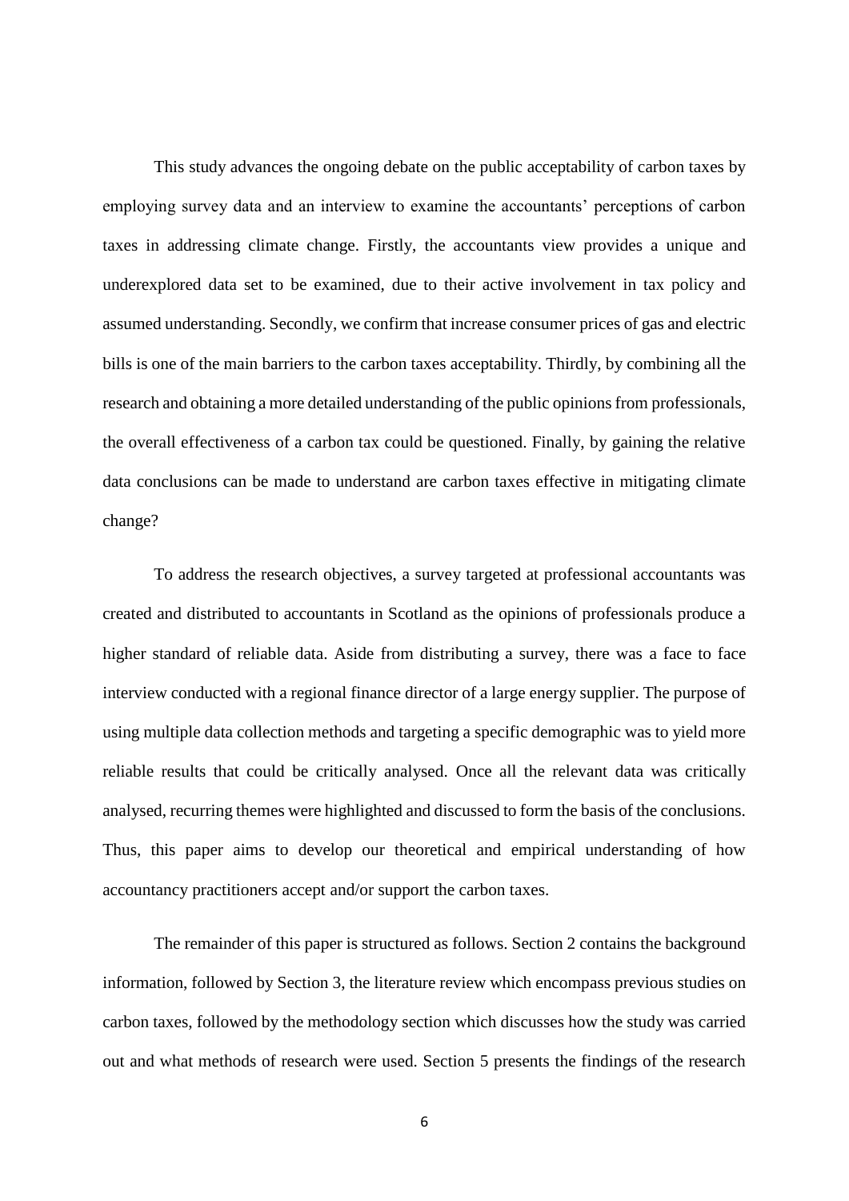This study advances the ongoing debate on the public acceptability of carbon taxes by employing survey data and an interview to examine the accountants' perceptions of carbon taxes in addressing climate change. Firstly, the accountants view provides a unique and underexplored data set to be examined, due to their active involvement in tax policy and assumed understanding. Secondly, we confirm that increase consumer prices of gas and electric bills is one of the main barriers to the carbon taxes acceptability. Thirdly, by combining all the research and obtaining a more detailed understanding of the public opinions from professionals, the overall effectiveness of a carbon tax could be questioned. Finally, by gaining the relative data conclusions can be made to understand are carbon taxes effective in mitigating climate change?

To address the research objectives, a survey targeted at professional accountants was created and distributed to accountants in Scotland as the opinions of professionals produce a higher standard of reliable data. Aside from distributing a survey, there was a face to face interview conducted with a regional finance director of a large energy supplier. The purpose of using multiple data collection methods and targeting a specific demographic was to yield more reliable results that could be critically analysed. Once all the relevant data was critically analysed, recurring themes were highlighted and discussed to form the basis of the conclusions. Thus, this paper aims to develop our theoretical and empirical understanding of how accountancy practitioners accept and/or support the carbon taxes.

The remainder of this paper is structured as follows. Section 2 contains the background information, followed by Section 3, the literature review which encompass previous studies on carbon taxes, followed by the methodology section which discusses how the study was carried out and what methods of research were used. Section 5 presents the findings of the research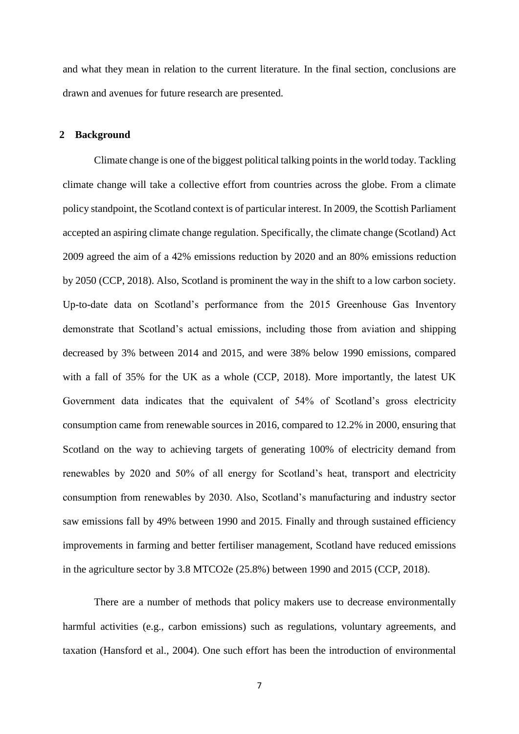and what they mean in relation to the current literature. In the final section, conclusions are drawn and avenues for future research are presented.

## 2 Background

Climate change is one of the biggest political talking points in the world today. Tackling climate change will take a collective effort from countries across the globe. From a climate policy standpoint, the Scotland context is of particular interest. In 2009, the Scottish Parliament accepted an aspiring climate change regulation. Specifically, the climate change (Scotland) Act 2009 agreed the aim of a 42% emissions reduction by 2020 and an 80% emissions reduction by 2050 (CCP, 2018). Also, Scotland is prominent the way in the shift to a low carbon society. Up-to-date data on Scotland's performance from the 2015 Greenhouse Gas Inventory demonstrate that Scotland's actual emissions, including those from aviation and shipping decreased by 3% between 2014 and 2015, and were 38% below 1990 emissions, compared with a fall of 35% for the UK as a whole (CCP, 2018). More importantly, the latest UK Government data indicates that the equivalent of 54% of Scotland's gross electricity consumption came from renewable sources in 2016, compared to 12.2% in 2000, ensuring that Scotland on the way to achieving targets of generating 100% of electricity demand from renewables by 2020 and 50% of all energy for Scotland's heat, transport and electricity consumption from renewables by 2030. Also, Scotland's manufacturing and industry sector saw emissions fall by 49% between 1990 and 2015. Finally and through sustained efficiency improvements in farming and better fertiliser management, Scotland have reduced emissions in the agriculture sector by 3.8 MTCO2e (25.8%) between 1990 and 2015 (CCP, 2018).

There are a number of methods that policy makers use to decrease environmentally harmful activities (e.g., carbon emissions) such as regulations, voluntary agreements, and taxation (Hansford et al., 2004). One such effort has been the introduction of environmental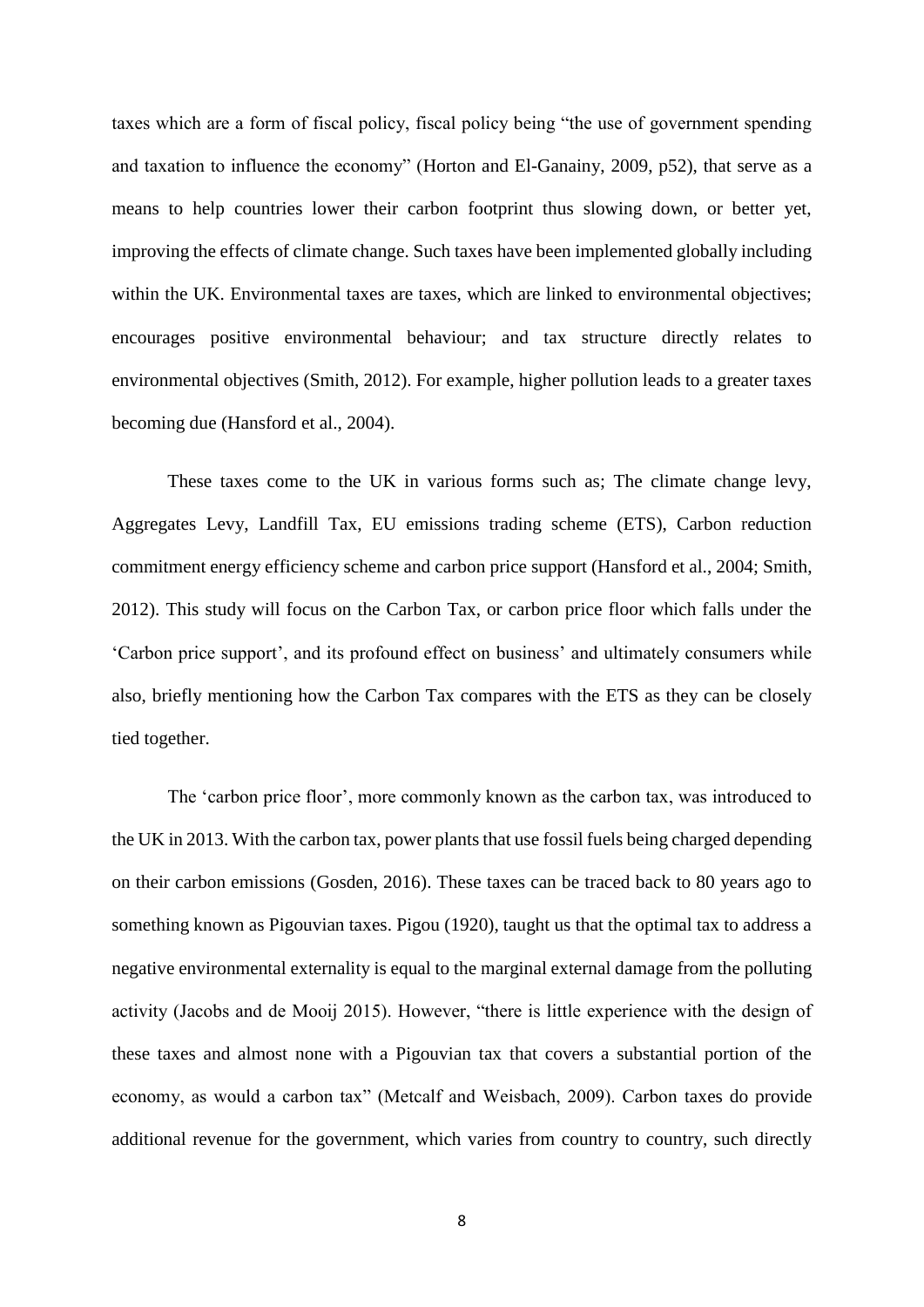taxes which are a form of fiscal policy, fiscal policy being "the use of government spending and taxation to influence the economy" (Horton and El-Ganainy, 2009, p52), that serve as a means to help countries lower their carbon footprint thus slowing down, or better yet, improving the effects of climate change. Such taxes have been implemented globally including within the UK. Environmental taxes are taxes, which are linked to environmental objectives; encourages positive environmental behaviour; and tax structure directly relates to environmental objectives (Smith, 2012). For example, higher pollution leads to a greater taxes becoming due (Hansford et al., 2004).

These taxes come to the UK in various forms such as; The climate change levy, Aggregates Levy, Landfill Tax, EU emissions trading scheme (ETS), Carbon reduction commitment energy efficiency scheme and carbon price support (Hansford et al., 2004; Smith, 2012). This study will focus on the Carbon Tax, or carbon price floor which falls under the 'Carbon price support', and its profound effect on business' and ultimately consumers while also, briefly mentioning how the Carbon Tax compares with the ETS as they can be closely tied together.

The 'carbon price floor', more commonly known as the carbon tax, was introduced to the UK in 2013. With the carbon tax, power plants that use fossil fuels being charged depending on their carbon emissions (Gosden, 2016). These taxes can be traced back to 80 years ago to something known as Pigouvian taxes. Pigou (1920), taught us that the optimal tax to address a negative environmental externality is equal to the marginal external damage from the polluting activity (Jacobs and de Mooij 2015). However, "there is little experience with the design of these taxes and almost none with a Pigouvian tax that covers a substantial portion of the economy, as would a carbon tax" (Metcalf and Weisbach, 2009). Carbon taxes do provide additional revenue for the government, which varies from country to country, such directly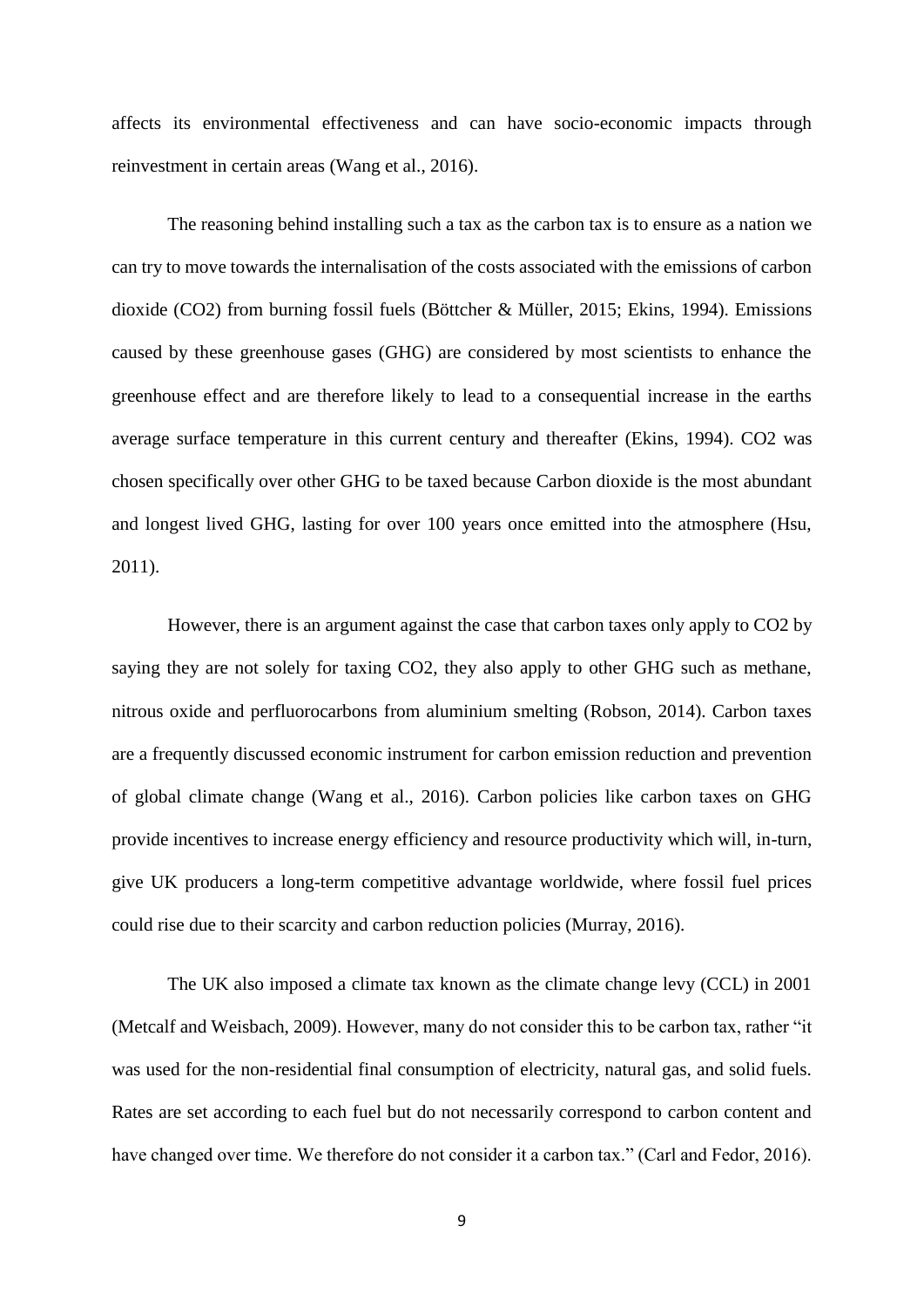affects its environmental effectiveness and can have socio-economic impacts through reinvestment in certain areas (Wang et al., 2016).

The reasoning behind installing such a tax as the carbon tax is to ensure as a nation we can try to move towards the internalisation of the costs associated with the emissions of carbon dioxide ($CO2$) from burning fossil fuels (Böttcher & Müller, 2015; Ekins, 1994). Emissions caused by these greenhouse gases (GHG) are considered by most scientists to enhance the greenhouse effect and are therefore likely to lead to a consequential increase in the earths average surface temperature in this current century and thereafter (Ekins, 1994). CO2 was chosen specifically over other GHG to be taxed because Carbon dioxide is the most abundant and longest lived GHG, lasting for over 100 years once emitted into the atmosphere (Hsu, 2011).

However, there is an argument against the case that carbon taxes only apply to CO2 by saying they are not solely for taxing CO2, they also apply to other GHG such as methane, nitrous oxide and perfluorocarbons from aluminium smelting (Robson, 2014). Carbon taxes are a frequently discussed economic instrument for carbon emission reduction and prevention of global climate change (Wang et al., 2016). Carbon policies like carbon taxes on GHG provide incentives to increase energy efficiency and resource productivity which will, in-turn, give UK producers a long-term competitive advantage worldwide, where fossil fuel prices could rise due to their scarcity and carbon reduction policies (Murray, 2016).

The UK also imposed a climate tax known as the climate change levy (CCL) in 2001 (Metcalf and Weisbach, 2009). However, many do not consider this to be carbon tax, rather "it was used for the non-residential final consumption of electricity, natural gas, and solid fuels. Rates are set according to each fuel but do not necessarily correspond to carbon content and have changed over time. We therefore do not consider it a carbon tax." (Carl and Fedor, 2016).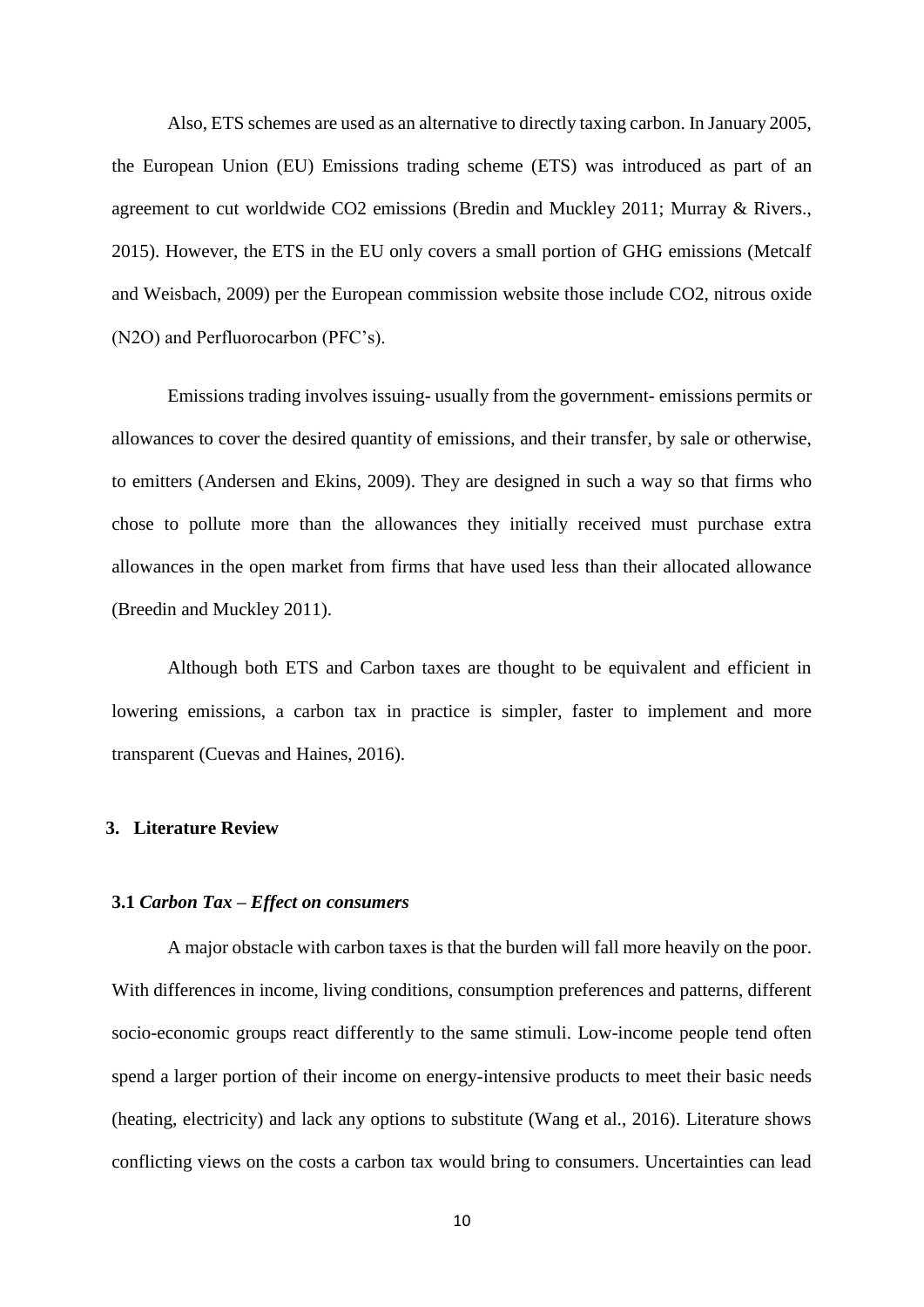Also, ETS schemes are used as an alternative to directly taxing carbon. In January 2005, the European Union (EU) Emissions trading scheme (ETS) was introduced as part of an agreement to cut worldwide CO2 emissions (Bredin and Muckley 2011; Murray & Rivers., 2015). However, the ETS in the EU only covers a small portion of GHG emissions (Metcalf and Weisbach, 2009) per the European commission website those include CO2, nitrous oxide (N2O) and Perfluorocarbon (PFC's).

Emissions trading involves issuing- usually from the government- emissions permits or allowances to cover the desired quantity of emissions, and their transfer, by sale or otherwise, to emitters (Andersen and Ekins, 2009). They are designed in such a way so that firms who chose to pollute more than the allowances they initially received must purchase extra allowances in the open market from firms that have used less than their allocated allowance (Breedin and Muckley 2011).

Although both ETS and Carbon taxes are thought to be equivalent and efficient in lowering emissions, a carbon tax in practice is simpler, faster to implement and more transparent (Cuevas and Haines, 2016).

## 3. Literature Review

### 3.1 *Carbon Tax – Effect on consumers*

A major obstacle with carbon taxes is that the burden will fall more heavily on the poor. With differences in income, living conditions, consumption preferences and patterns, different socio-economic groups react differently to the same stimuli. Low-income people tend often spend a larger portion of their income on energy-intensive products to meet their basic needs (heating, electricity) and lack any options to substitute (Wang et al., 2016). Literature shows conflicting views on the costs a carbon tax would bring to consumers. Uncertainties can lead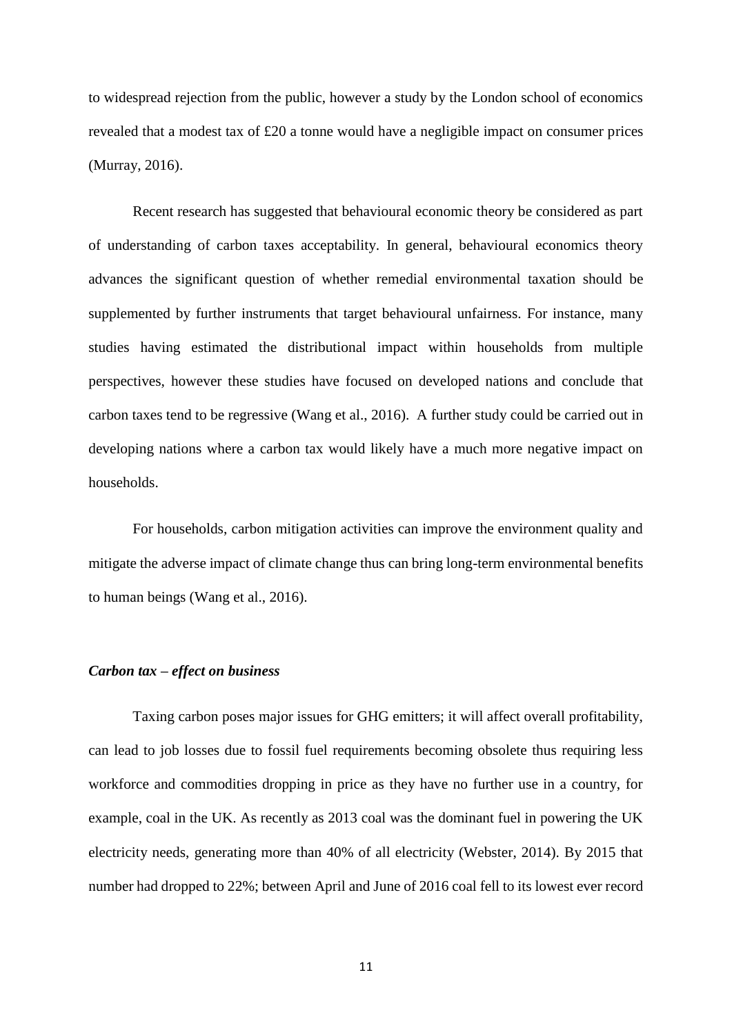to widespread rejection from the public, however a study by the London school of economics revealed that a modest tax of £20 a tonne would have a negligible impact on consumer prices (Murray, 2016).

Recent research has suggested that behavioural economic theory be considered as part of understanding of carbon taxes acceptability. In general, behavioural economics theory advances the significant question of whether remedial environmental taxation should be supplemented by further instruments that target behavioural unfairness. For instance, many studies having estimated the distributional impact within households from multiple perspectives, however these studies have focused on developed nations and conclude that carbon taxes tend to be regressive (Wang et al., 2016). A further study could be carried out in developing nations where a carbon tax would likely have a much more negative impact on households.

For households, carbon mitigation activities can improve the environment quality and mitigate the adverse impact of climate change thus can bring long-term environmental benefits to human beings (Wang et al., 2016).

### *Carbon tax – effect on business*

Taxing carbon poses major issues for GHG emitters; it will affect overall profitability, can lead to job losses due to fossil fuel requirements becoming obsolete thus requiring less workforce and commodities dropping in price as they have no further use in a country, for example, coal in the UK. As recently as 2013 coal was the dominant fuel in powering the UK electricity needs, generating more than 40% of all electricity (Webster, 2014). By 2015 that number had dropped to 22%; between April and June of 2016 coal fell to its lowest ever record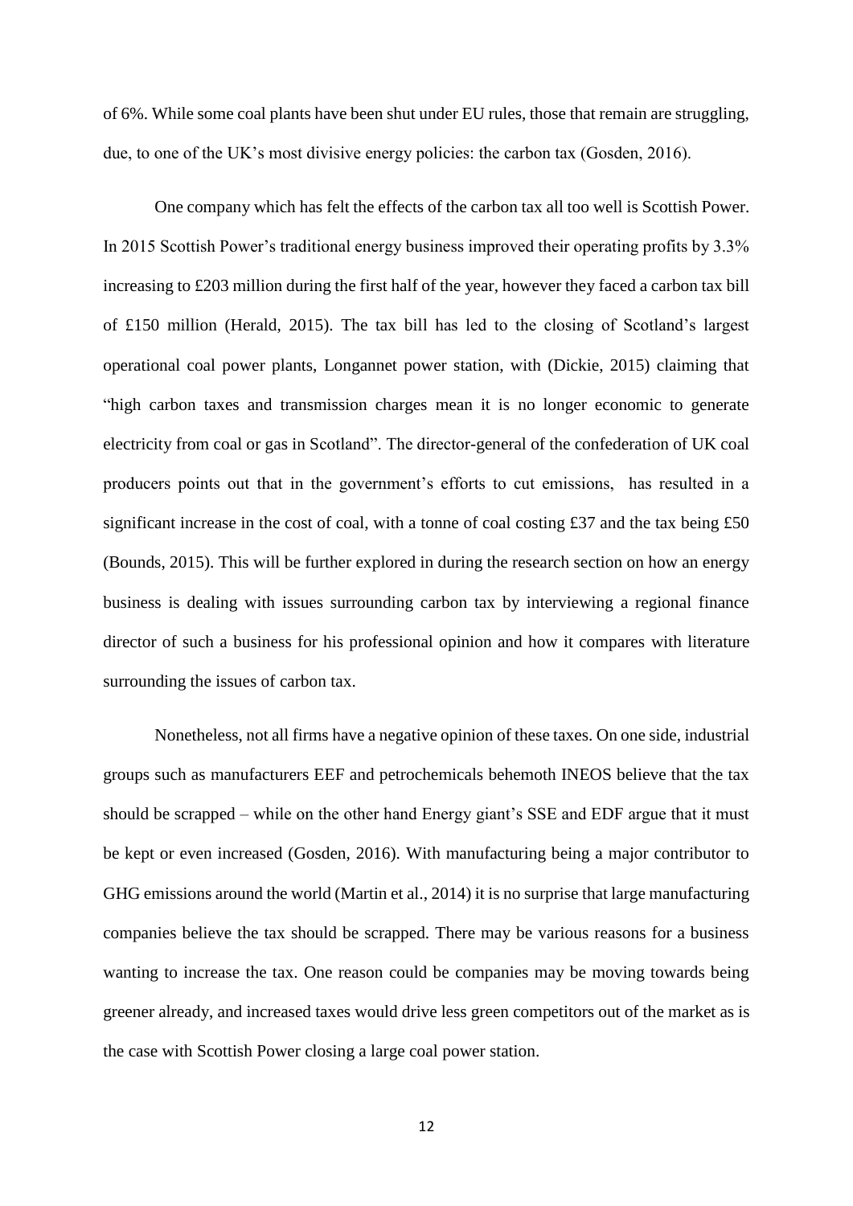of 6%. While some coal plants have been shut under EU rules, those that remain are struggling, due, to one of the UK's most divisive energy policies: the carbon tax (Gosden, 2016).

One company which has felt the effects of the carbon tax all too well is Scottish Power. In 2015 Scottish Power's traditional energy business improved their operating profits by 3.3% increasing to £203 million during the first half of the year, however they faced a carbon tax bill of £150 million (Herald, 2015). The tax bill has led to the closing of Scotland's largest operational coal power plants, Longannet power station, with (Dickie, 2015) claiming that "high carbon taxes and transmission charges mean it is no longer economic to generate electricity from coal or gas in Scotland". The director-general of the confederation of UK coal producers points out that in the government's efforts to cut emissions, has resulted in a significant increase in the cost of coal, with a tonne of coal costing £37 and the tax being £50 (Bounds, 2015). This will be further explored in during the research section on how an energy business is dealing with issues surrounding carbon tax by interviewing a regional finance director of such a business for his professional opinion and how it compares with literature surrounding the issues of carbon tax.

Nonetheless, not all firms have a negative opinion of these taxes. On one side, industrial groups such as manufacturers EEF and petrochemicals behemoth INEOS believe that the tax should be scrapped – while on the other hand Energy giant's SSE and EDF argue that it must be kept or even increased (Gosden, 2016). With manufacturing being a major contributor to GHG emissions around the world (Martin et al., 2014) it is no surprise that large manufacturing companies believe the tax should be scrapped. There may be various reasons for a business wanting to increase the tax. One reason could be companies may be moving towards being greener already, and increased taxes would drive less green competitors out of the market as is the case with Scottish Power closing a large coal power station.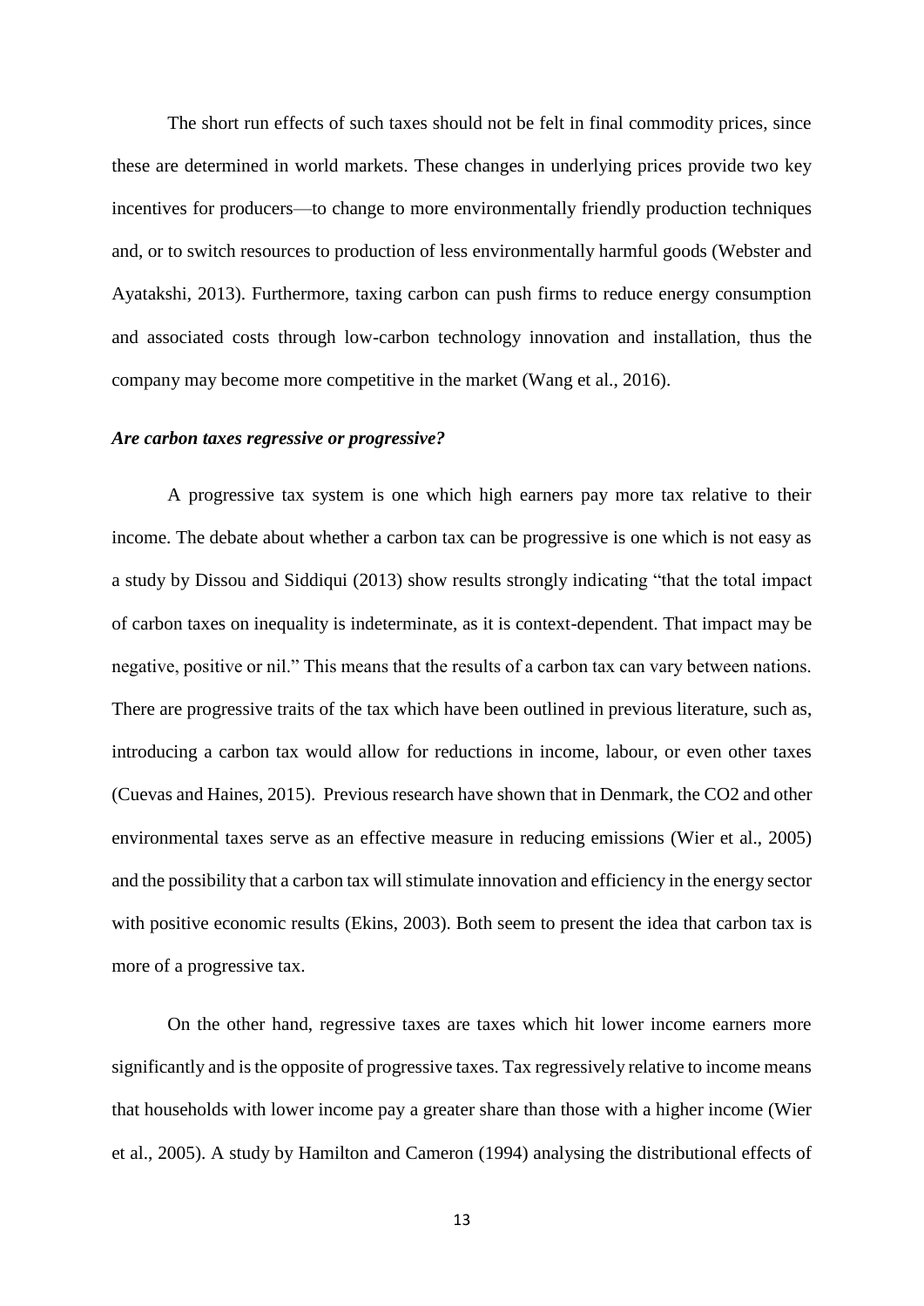The short run effects of such taxes should not be felt in final commodity prices, since these are determined in world markets. These changes in underlying prices provide two key incentives for producers—to change to more environmentally friendly production techniques and, or to switch resources to production of less environmentally harmful goods (Webster and Ayatakshi, 2013). Furthermore, taxing carbon can push firms to reduce energy consumption and associated costs through low-carbon technology innovation and installation, thus the company may become more competitive in the market (Wang et al., 2016).

***Are carbon taxes regressive or progressive?***

A progressive tax system is one which high earners pay more tax relative to their income. The debate about whether a carbon tax can be progressive is one which is not easy as a study by Dissou and Siddiqui (2013) show results strongly indicating "that the total impact of carbon taxes on inequality is indeterminate, as it is context-dependent. That impact may be negative, positive or nil." This means that the results of a carbon tax can vary between nations. There are progressive traits of the tax which have been outlined in previous literature, such as, introducing a carbon tax would allow for reductions in income, labour, or even other taxes (Cuevas and Haines, 2015). Previous research have shown that in Denmark, the $CO_2$ and other environmental taxes serve as an effective measure in reducing emissions (Wier et al., 2005) and the possibility that a carbon tax will stimulate innovation and efficiency in the energy sector with positive economic results (Ekins, 2003). Both seem to present the idea that carbon tax is more of a progressive tax.

On the other hand, regressive taxes are taxes which hit lower income earners more significantly and is the opposite of progressive taxes. Tax regressively relative to income means that households with lower income pay a greater share than those with a higher income (Wier et al., 2005). A study by Hamilton and Cameron (1994) analysing the distributional effects of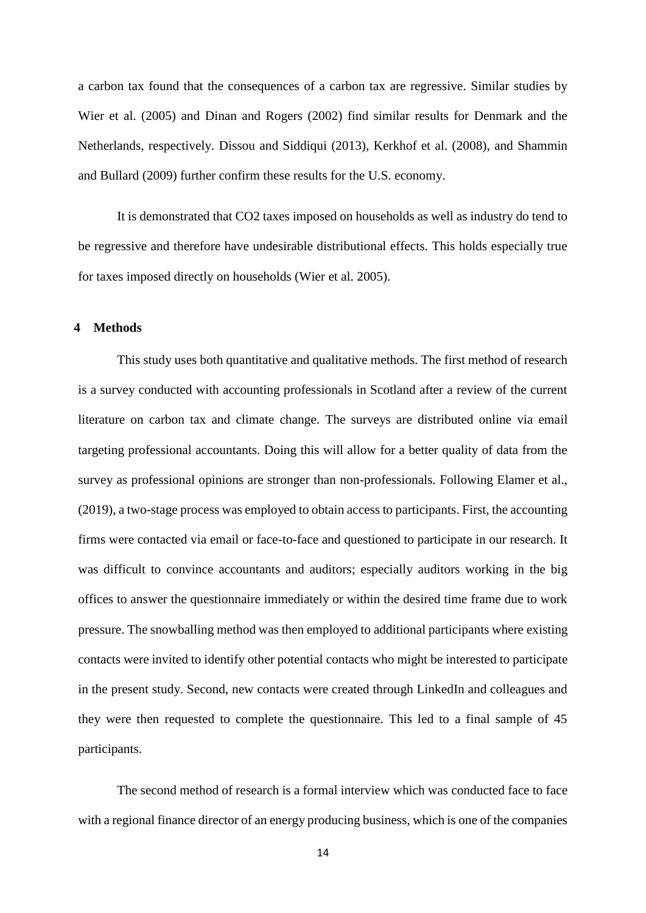a carbon tax found that the consequences of a carbon tax are regressive. Similar studies by Wier et al. (2005) and Dinan and Rogers (2002) find similar results for Denmark and the Netherlands, respectively. Dissou and Siddiqui (2013), Kerkhof et al. (2008), and Shammin and Bullard (2009) further confirm these results for the U.S. economy.

It is demonstrated that $CO_2$ taxes imposed on households as well as industry do tend to be regressive and therefore have undesirable distributional effects. This holds especially true for taxes imposed directly on households (Wier et al. 2005).

## 4 Methods

This study uses both quantitative and qualitative methods. The first method of research is a survey conducted with accounting professionals in Scotland after a review of the current literature on carbon tax and climate change. The surveys are distributed online via email targeting professional accountants. Doing this will allow for a better quality of data from the survey as professional opinions are stronger than non-professionals. Following Elamer et al., (2019), a two-stage process was employed to obtain access to participants. First, the accounting firms were contacted via email or face-to-face and questioned to participate in our research. It was difficult to convince accountants and auditors; especially auditors working in the big offices to answer the questionnaire immediately or within the desired time frame due to work pressure. The snowballing method was then employed to additional participants where existing contacts were invited to identify other potential contacts who might be interested to participate in the present study. Second, new contacts were created through LinkedIn and colleagues and they were then requested to complete the questionnaire. This led to a final sample of 45 participants.

The second method of research is a formal interview which was conducted face to face with a regional finance director of an energy producing business, which is one of the companies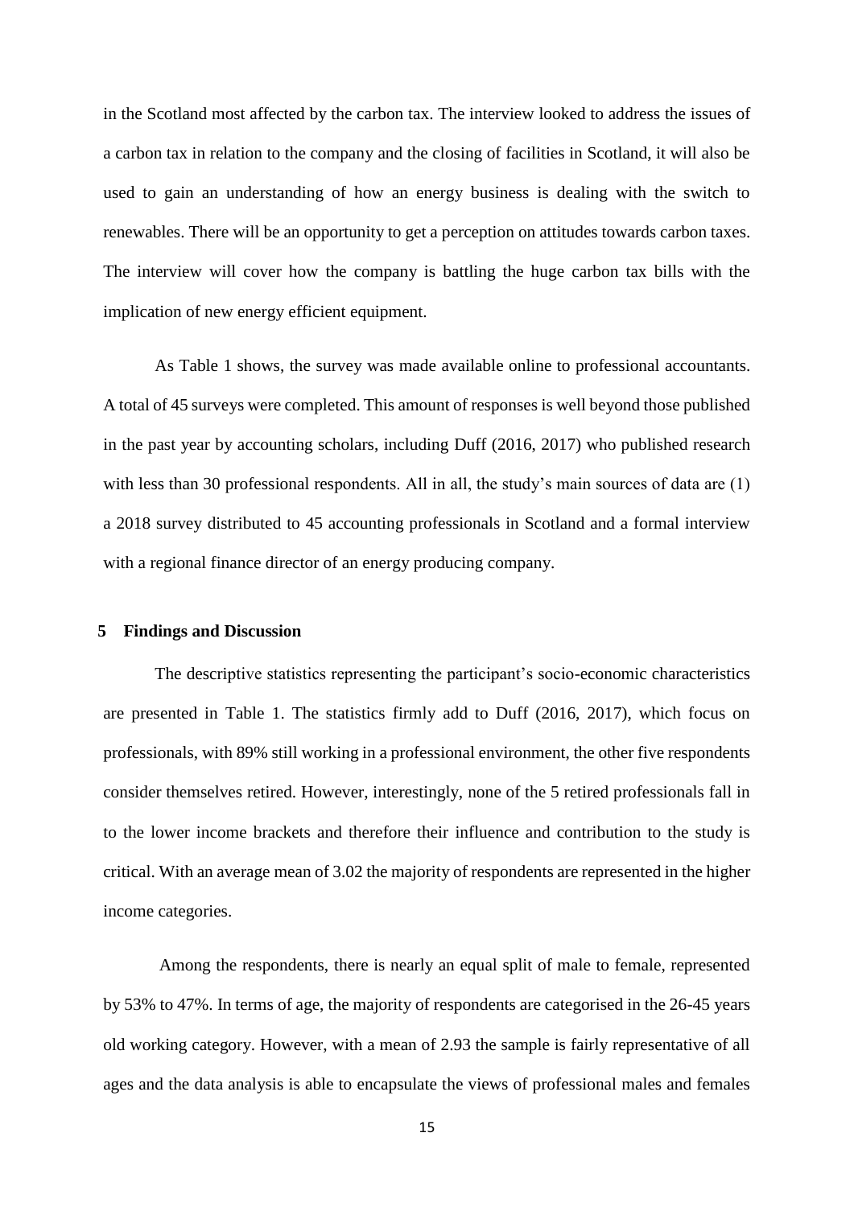in the Scotland most affected by the carbon tax. The interview looked to address the issues of a carbon tax in relation to the company and the closing of facilities in Scotland, it will also be used to gain an understanding of how an energy business is dealing with the switch to renewables. There will be an opportunity to get a perception on attitudes towards carbon taxes. The interview will cover how the company is battling the huge carbon tax bills with the implication of new energy efficient equipment.

As Table 1 shows, the survey was made available online to professional accountants. A total of 45 surveys were completed. This amount of responses is well beyond those published in the past year by accounting scholars, including Duff (2016, 2017) who published research with less than 30 professional respondents. All in all, the study's main sources of data are (1) a 2018 survey distributed to 45 accounting professionals in Scotland and a formal interview with a regional finance director of an energy producing company.

## 5 Findings and Discussion

The descriptive statistics representing the participant's socio-economic characteristics are presented in Table 1. The statistics firmly add to Duff (2016, 2017), which focus on professionals, with 89% still working in a professional environment, the other five respondents consider themselves retired. However, interestingly, none of the 5 retired professionals fall in to the lower income brackets and therefore their influence and contribution to the study is critical. With an average mean of 3.02 the majority of respondents are represented in the higher income categories.

Among the respondents, there is nearly an equal split of male to female, represented by 53% to 47%. In terms of age, the majority of respondents are categorised in the 26-45 years old working category. However, with a mean of 2.93 the sample is fairly representative of all ages and the data analysis is able to encapsulate the views of professional males and females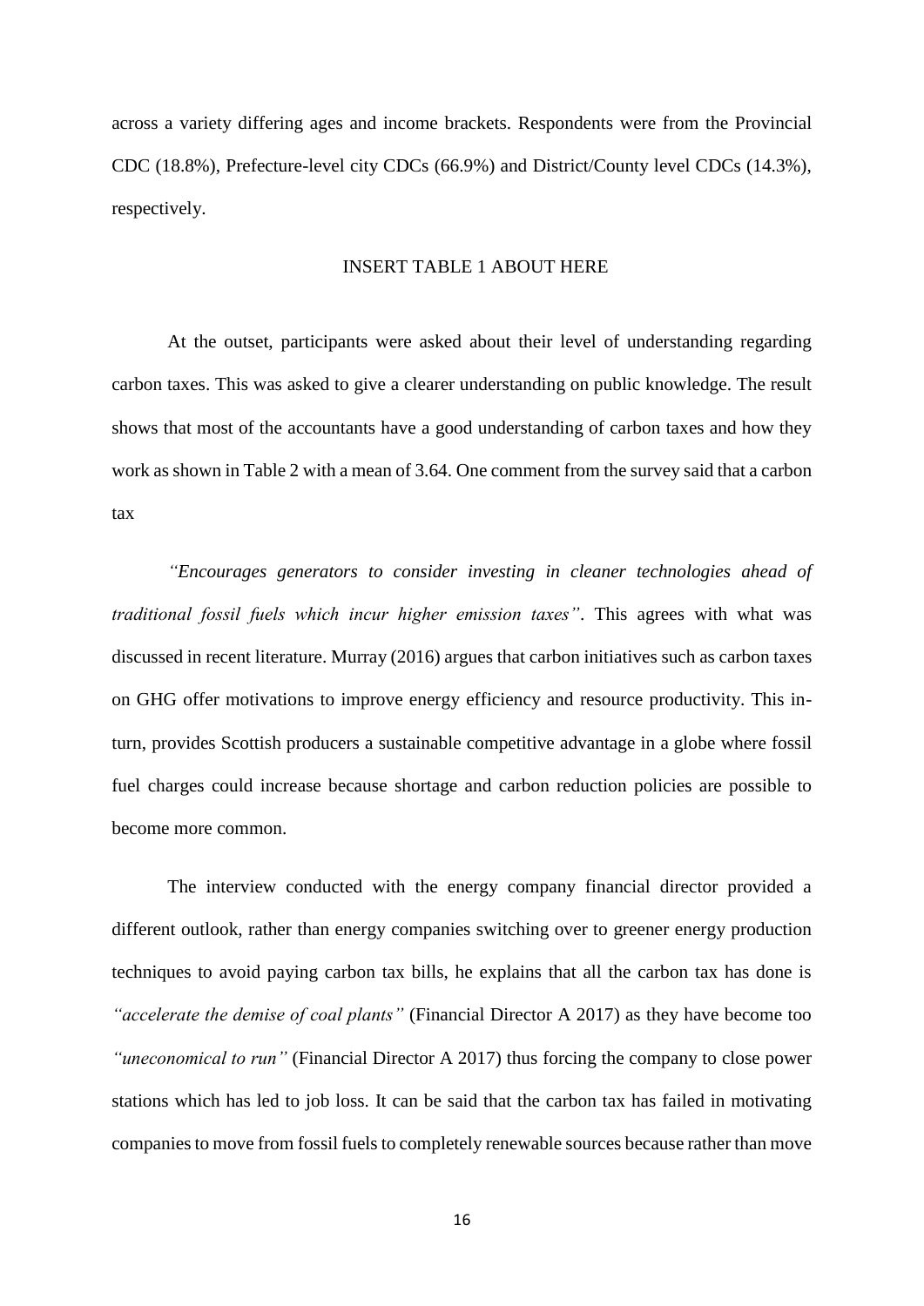across a variety differing ages and income brackets. Respondents were from the Provincial CDC (18.8%), Prefecture-level city CDCs (66.9%) and District/County level CDCs (14.3%), respectively.

INSERT TABLE 1 ABOUT HERE

At the outset, participants were asked about their level of understanding regarding carbon taxes. This was asked to give a clearer understanding on public knowledge. The result shows that most of the accountants have a good understanding of carbon taxes and how they work as shown in Table 2 with a mean of 3.64. One comment from the survey said that a carbon tax

*"Encourages generators to consider investing in cleaner technologies ahead of traditional fossil fuels which incur higher emission taxes"*. This agrees with what was discussed in recent literature. Murray (2016) argues that carbon initiatives such as carbon taxes on GHG offer motivations to improve energy efficiency and resource productivity. This in-turn, provides Scottish producers a sustainable competitive advantage in a globe where fossil fuel charges could increase because shortage and carbon reduction policies are possible to become more common.

The interview conducted with the energy company financial director provided a different outlook, rather than energy companies switching over to greener energy production techniques to avoid paying carbon tax bills, he explains that all the carbon tax has done is *"accelerate the demise of coal plants"* (Financial Director A 2017) as they have become too *"uneconomical to run"* (Financial Director A 2017) thus forcing the company to close power stations which has led to job loss. It can be said that the carbon tax has failed in motivating companies to move from fossil fuels to completely renewable sources because rather than move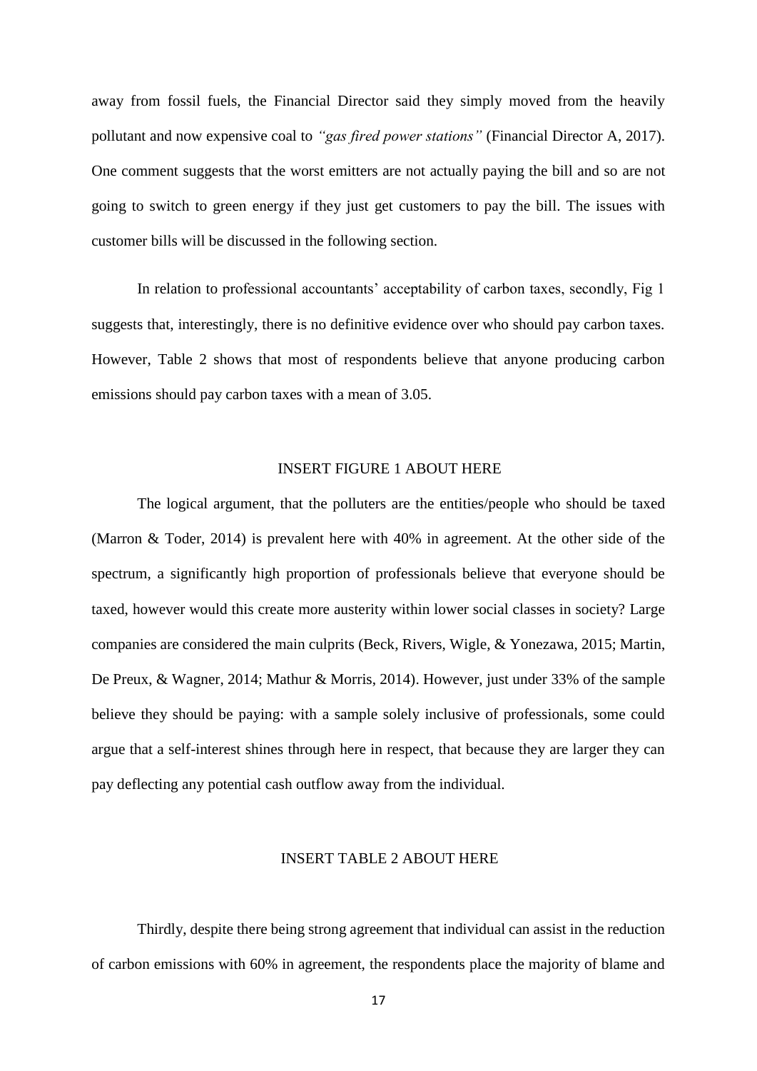away from fossil fuels, the Financial Director said they simply moved from the heavily pollutant and now expensive coal to *"gas fired power stations"* (Financial Director A, 2017). One comment suggests that the worst emitters are not actually paying the bill and so are not going to switch to green energy if they just get customers to pay the bill. The issues with customer bills will be discussed in the following section.

In relation to professional accountants' acceptability of carbon taxes, secondly, Fig 1 suggests that, interestingly, there is no definitive evidence over who should pay carbon taxes. However, Table 2 shows that most of respondents believe that anyone producing carbon emissions should pay carbon taxes with a mean of 3.05.

INSERT FIGURE 1 ABOUT HERE

The logical argument, that the polluters are the entities/people who should be taxed (Marron & Toder, 2014) is prevalent here with 40% in agreement. At the other side of the spectrum, a significantly high proportion of professionals believe that everyone should be taxed, however would this create more austerity within lower social classes in society? Large companies are considered the main culprits (Beck, Rivers, Wigle, & Yonezawa, 2015; Martin, De Preux, & Wagner, 2014; Mathur & Morris, 2014). However, just under 33% of the sample believe they should be paying: with a sample solely inclusive of professionals, some could argue that a self-interest shines through here in respect, that because they are larger they can pay deflecting any potential cash outflow away from the individual.

INSERT TABLE 2 ABOUT HERE

Thirdly, despite there being strong agreement that individual can assist in the reduction of carbon emissions with 60% in agreement, the respondents place the majority of blame and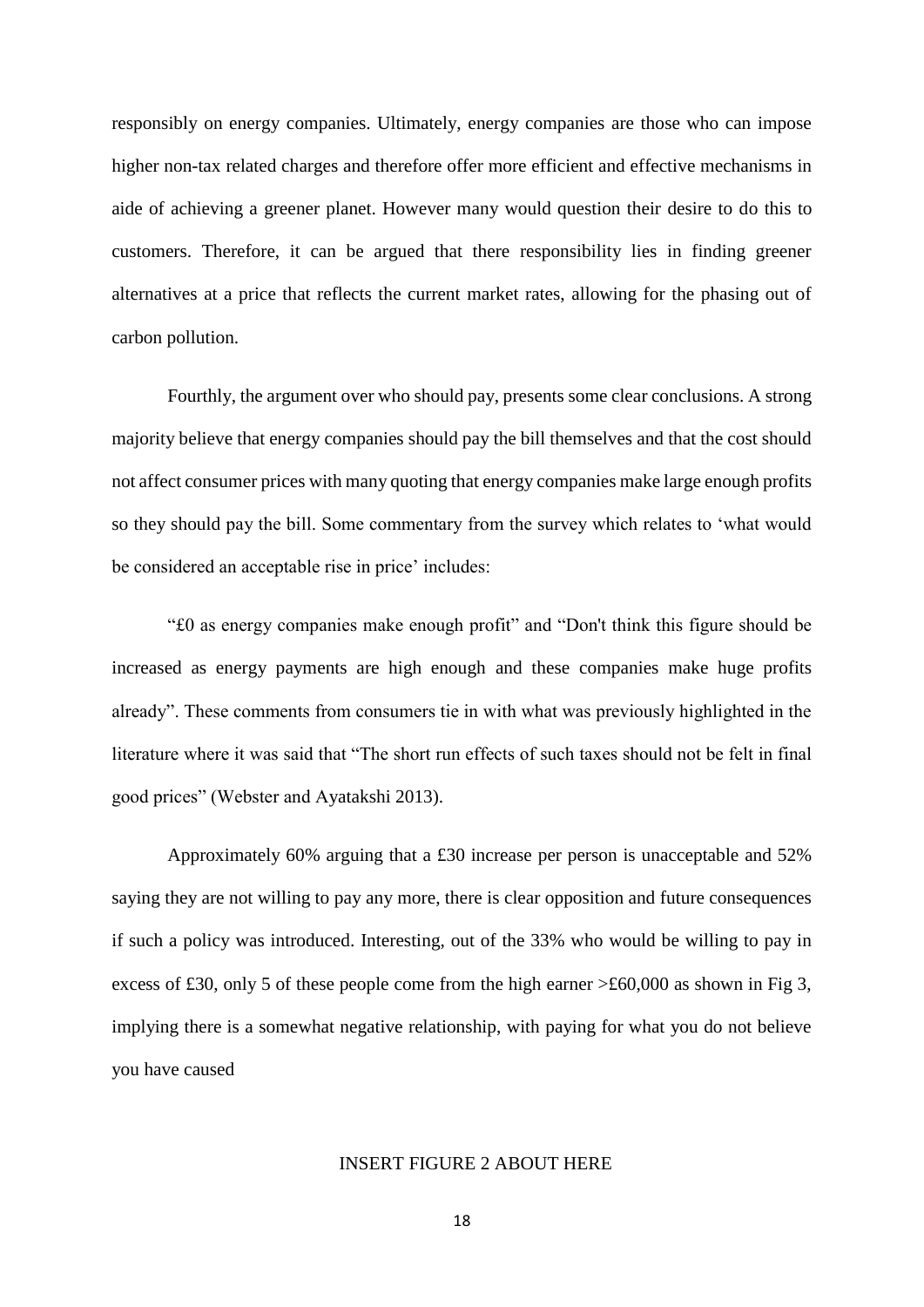responsibly on energy companies. Ultimately, energy companies are those who can impose higher non-tax related charges and therefore offer more efficient and effective mechanisms in aide of achieving a greener planet. However many would question their desire to do this to customers. Therefore, it can be argued that there responsibility lies in finding greener alternatives at a price that reflects the current market rates, allowing for the phasing out of carbon pollution.

Fourthly, the argument over who should pay, presents some clear conclusions. A strong majority believe that energy companies should pay the bill themselves and that the cost should not affect consumer prices with many quoting that energy companies make large enough profits so they should pay the bill. Some commentary from the survey which relates to 'what would be considered an acceptable rise in price' includes:

"£0 as energy companies make enough profit" and "Don't think this figure should be increased as energy payments are high enough and these companies make huge profits already". These comments from consumers tie in with what was previously highlighted in the literature where it was said that "The short run effects of such taxes should not be felt in final good prices" (Webster and Ayatakshi 2013).

Approximately 60% arguing that a £30 increase per person is unacceptable and 52% saying they are not willing to pay any more, there is clear opposition and future consequences if such a policy was introduced. Interesting, out of the 33% who would be willing to pay in excess of £30, only 5 of these people come from the high earner >£60,000 as shown in Fig 3, implying there is a somewhat negative relationship, with paying for what you do not believe you have caused

INSERT FIGURE 2 ABOUT HERE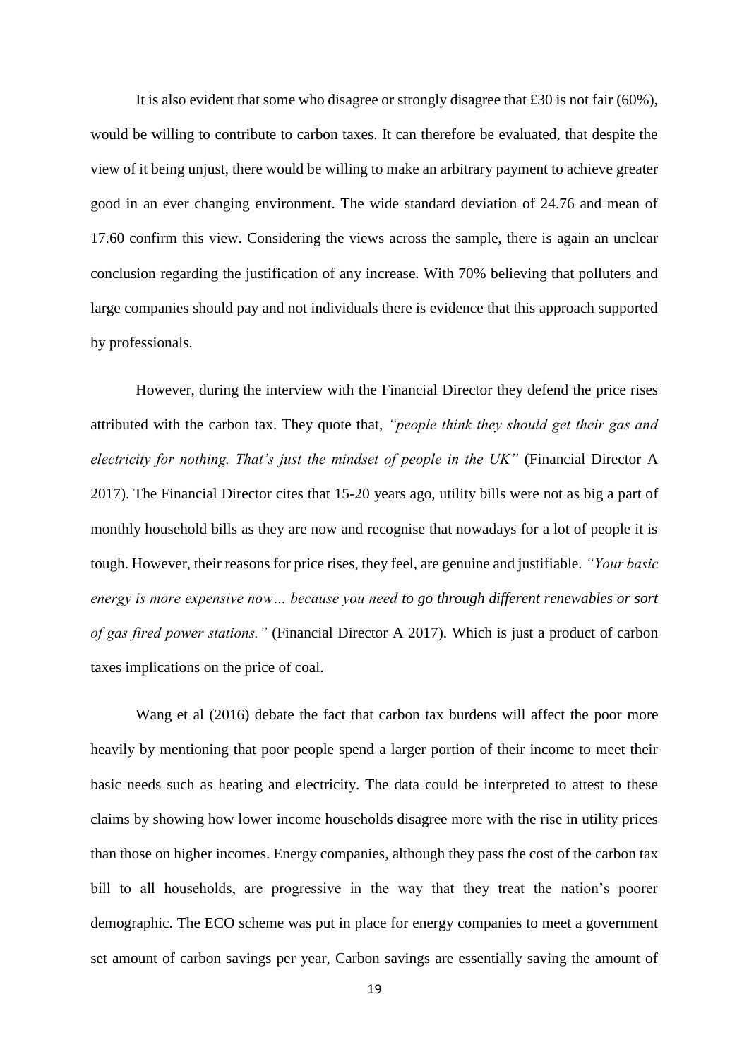It is also evident that some who disagree or strongly disagree that £30 is not fair (60%), would be willing to contribute to carbon taxes. It can therefore be evaluated, that despite the view of it being unjust, there would be willing to make an arbitrary payment to achieve greater good in an ever changing environment. The wide standard deviation of 24.76 and mean of 17.60 confirm this view. Considering the views across the sample, there is again an unclear conclusion regarding the justification of any increase. With 70% believing that polluters and large companies should pay and not individuals there is evidence that this approach supported by professionals.

However, during the interview with the Financial Director they defend the price rises attributed with the carbon tax. They quote that, *"people think they should get their gas and electricity for nothing. That's just the mindset of people in the UK"* (Financial Director A 2017). The Financial Director cites that 15-20 years ago, utility bills were not as big a part of monthly household bills as they are now and recognise that nowadays for a lot of people it is tough. However, their reasons for price rises, they feel, are genuine and justifiable. *"Your basic energy is more expensive now… because you need to go through different renewables or sort of gas fired power stations."* (Financial Director A 2017). Which is just a product of carbon taxes implications on the price of coal.

Wang et al (2016) debate the fact that carbon tax burdens will affect the poor more heavily by mentioning that poor people spend a larger portion of their income to meet their basic needs such as heating and electricity. The data could be interpreted to attest to these claims by showing how lower income households disagree more with the rise in utility prices than those on higher incomes. Energy companies, although they pass the cost of the carbon tax bill to all households, are progressive in the way that they treat the nation's poorer demographic. The ECO scheme was put in place for energy companies to meet a government set amount of carbon savings per year, Carbon savings are essentially saving the amount of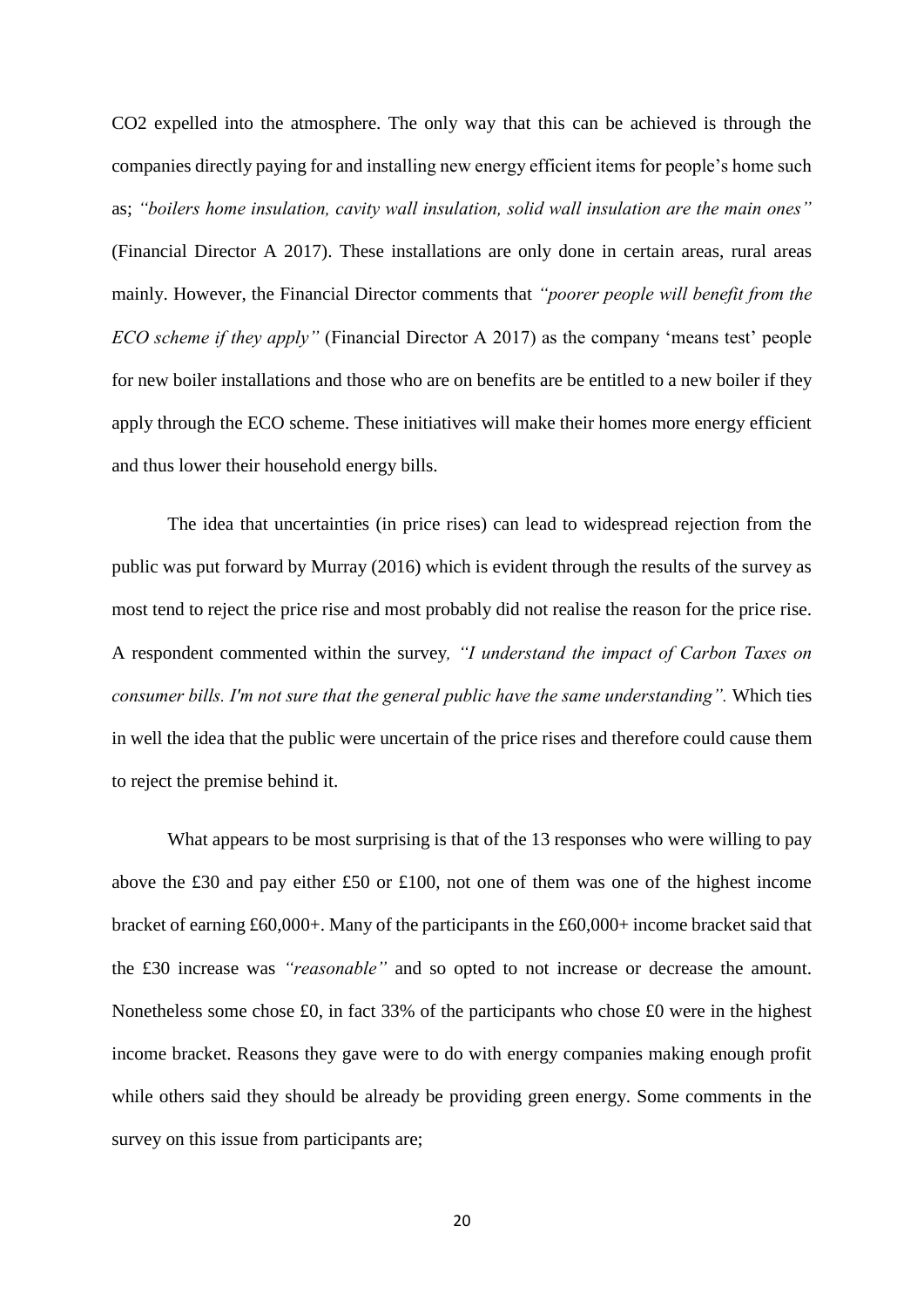CO2 expelled into the atmosphere. The only way that this can be achieved is through the companies directly paying for and installing new energy efficient items for people's home such as; *"boilers home insulation, cavity wall insulation, solid wall insulation are the main ones"* (Financial Director A 2017). These installations are only done in certain areas, rural areas mainly. However, the Financial Director comments that *"poorer people will benefit from the ECO scheme if they apply"* (Financial Director A 2017) as the company 'means test' people for new boiler installations and those who are on benefits are be entitled to a new boiler if they apply through the ECO scheme. These initiatives will make their homes more energy efficient and thus lower their household energy bills.

The idea that uncertainties (in price rises) can lead to widespread rejection from the public was put forward by Murray (2016) which is evident through the results of the survey as most tend to reject the price rise and most probably did not realise the reason for the price rise. A respondent commented within the survey*, "I understand the impact of Carbon Taxes on consumer bills. I'm not sure that the general public have the same understanding".* Which ties in well the idea that the public were uncertain of the price rises and therefore could cause them to reject the premise behind it.

What appears to be most surprising is that of the 13 responses who were willing to pay above the £30 and pay either £50 or £100, not one of them was one of the highest income bracket of earning £60,000+. Many of the participants in the £60,000+ income bracket said that the £30 increase was *"reasonable"* and so opted to not increase or decrease the amount. Nonetheless some chose £0, in fact 33% of the participants who chose £0 were in the highest income bracket. Reasons they gave were to do with energy companies making enough profit while others said they should be already be providing green energy. Some comments in the survey on this issue from participants are;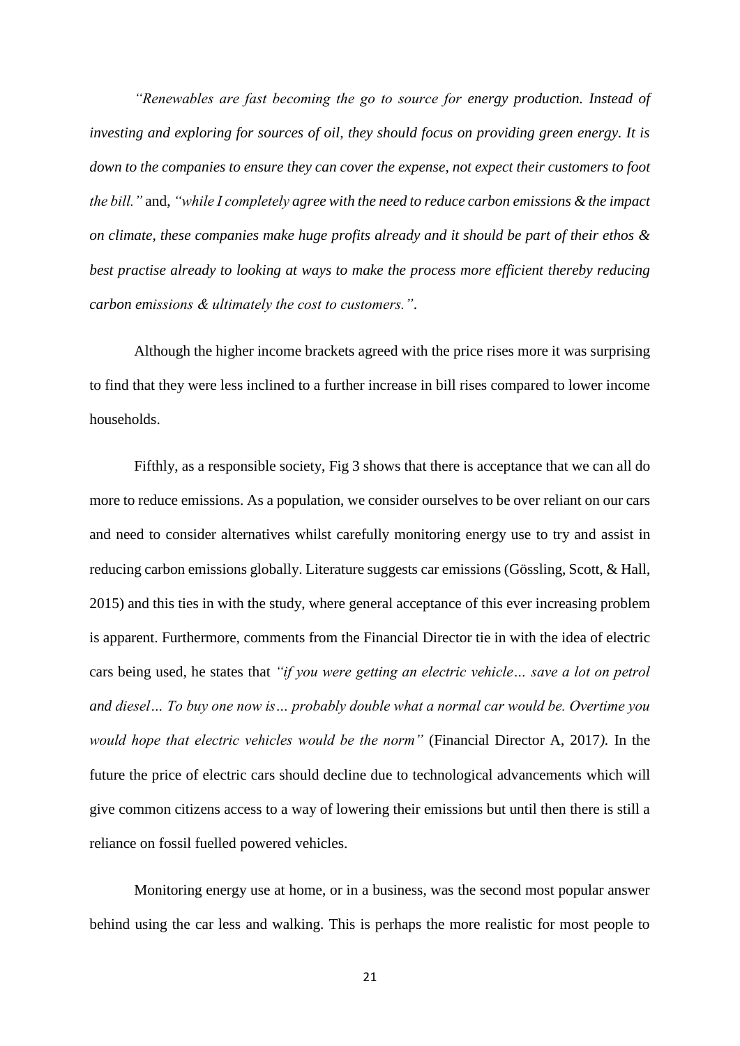*"Renewables are fast becoming the go to source for energy production. Instead of investing and exploring for sources of oil, they should focus on providing green energy. It is down to the companies to ensure they can cover the expense, not expect their customers to foot the bill."* and, *"while I completely agree with the need to reduce carbon emissions & the impact on climate, these companies make huge profits already and it should be part of their ethos & best practise already to looking at ways to make the process more efficient thereby reducing carbon emissions & ultimately the cost to customers."*.

Although the higher income brackets agreed with the price rises more it was surprising to find that they were less inclined to a further increase in bill rises compared to lower income households.

Fifthly, as a responsible society, Fig 3 shows that there is acceptance that we can all do more to reduce emissions. As a population, we consider ourselves to be over reliant on our cars and need to consider alternatives whilst carefully monitoring energy use to try and assist in reducing carbon emissions globally. Literature suggests car emissions (Gössling, Scott, & Hall, 2015) and this ties in with the study, where general acceptance of this ever increasing problem is apparent. Furthermore, comments from the Financial Director tie in with the idea of electric cars being used, he states that *"if you were getting an electric vehicle… save a lot on petrol and diesel… To buy one now is… probably double what a normal car would be. Overtime you would hope that electric vehicles would be the norm"* (Financial Director A, 2017). In the future the price of electric cars should decline due to technological advancements which will give common citizens access to a way of lowering their emissions but until then there is still a reliance on fossil fuelled powered vehicles.

Monitoring energy use at home, or in a business, was the second most popular answer behind using the car less and walking. This is perhaps the more realistic for most people to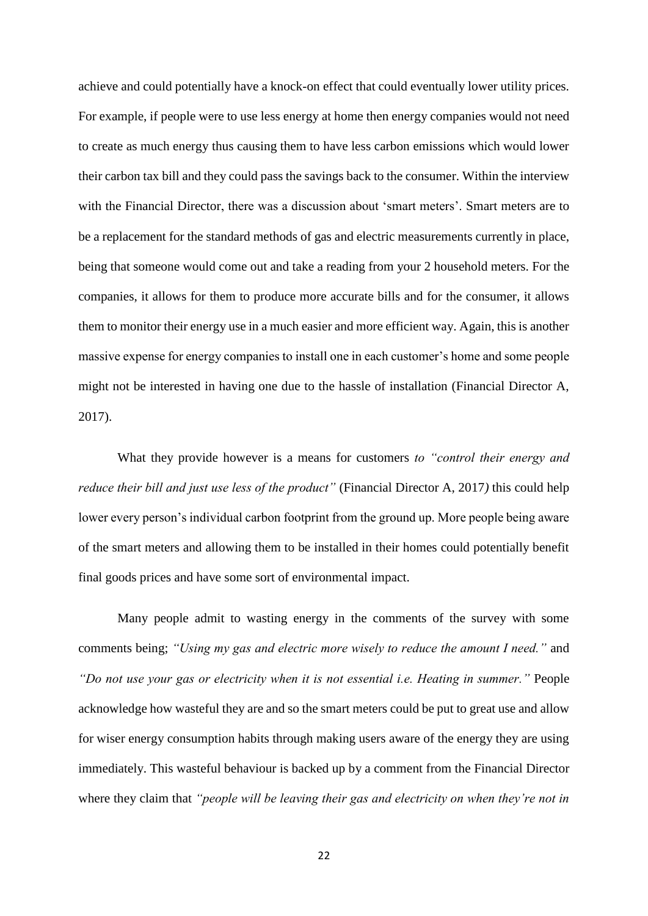achieve and could potentially have a knock-on effect that could eventually lower utility prices. For example, if people were to use less energy at home then energy companies would not need to create as much energy thus causing them to have less carbon emissions which would lower their carbon tax bill and they could pass the savings back to the consumer. Within the interview with the Financial Director, there was a discussion about 'smart meters'. Smart meters are to be a replacement for the standard methods of gas and electric measurements currently in place, being that someone would come out and take a reading from your 2 household meters. For the companies, it allows for them to produce more accurate bills and for the consumer, it allows them to monitor their energy use in a much easier and more efficient way. Again, this is another massive expense for energy companies to install one in each customer's home and some people might not be interested in having one due to the hassle of installation (Financial Director A, 2017).

What they provide however is a means for customers *to "control their energy and reduce their bill and just use less of the product"* (Financial Director A, 2017*)* this could help lower every person's individual carbon footprint from the ground up. More people being aware of the smart meters and allowing them to be installed in their homes could potentially benefit final goods prices and have some sort of environmental impact.

Many people admit to wasting energy in the comments of the survey with some comments being; *"Using my gas and electric more wisely to reduce the amount I need."* and *"Do not use your gas or electricity when it is not essential i.e. Heating in summer."* People acknowledge how wasteful they are and so the smart meters could be put to great use and allow for wiser energy consumption habits through making users aware of the energy they are using immediately. This wasteful behaviour is backed up by a comment from the Financial Director where they claim that *"people will be leaving their gas and electricity on when they're not in*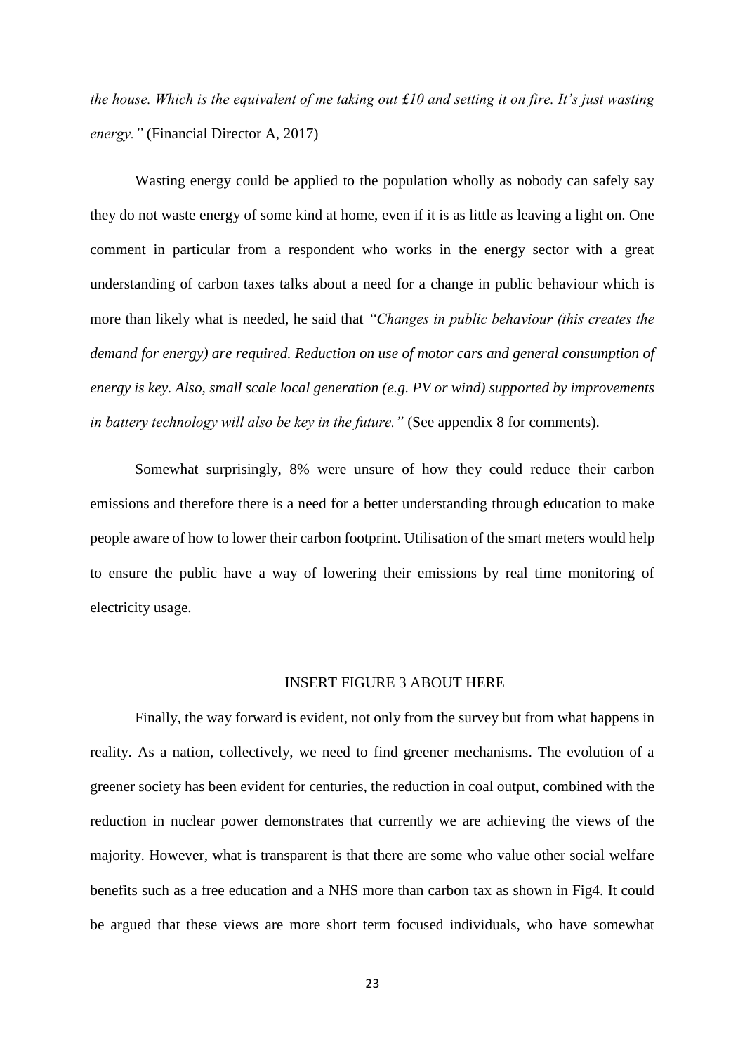*the house. Which is the equivalent of me taking out £10 and setting it on fire. It's just wasting energy."* (Financial Director A, 2017)

Wasting energy could be applied to the population wholly as nobody can safely say they do not waste energy of some kind at home, even if it is as little as leaving a light on. One comment in particular from a respondent who works in the energy sector with a great understanding of carbon taxes talks about a need for a change in public behaviour which is more than likely what is needed, he said that *"Changes in public behaviour (this creates the demand for energy) are required. Reduction on use of motor cars and general consumption of energy is key. Also, small scale local generation (e.g. PV or wind) supported by improvements in battery technology will also be key in the future."* (See appendix 8 for comments).

Somewhat surprisingly, 8% were unsure of how they could reduce their carbon emissions and therefore there is a need for a better understanding through education to make people aware of how to lower their carbon footprint. Utilisation of the smart meters would help to ensure the public have a way of lowering their emissions by real time monitoring of electricity usage.

INSERT FIGURE 3 ABOUT HERE

Finally, the way forward is evident, not only from the survey but from what happens in reality. As a nation, collectively, we need to find greener mechanisms. The evolution of a greener society has been evident for centuries, the reduction in coal output, combined with the reduction in nuclear power demonstrates that currently we are achieving the views of the majority. However, what is transparent is that there are some who value other social welfare benefits such as a free education and a NHS more than carbon tax as shown in Fig4. It could be argued that these views are more short term focused individuals, who have somewhat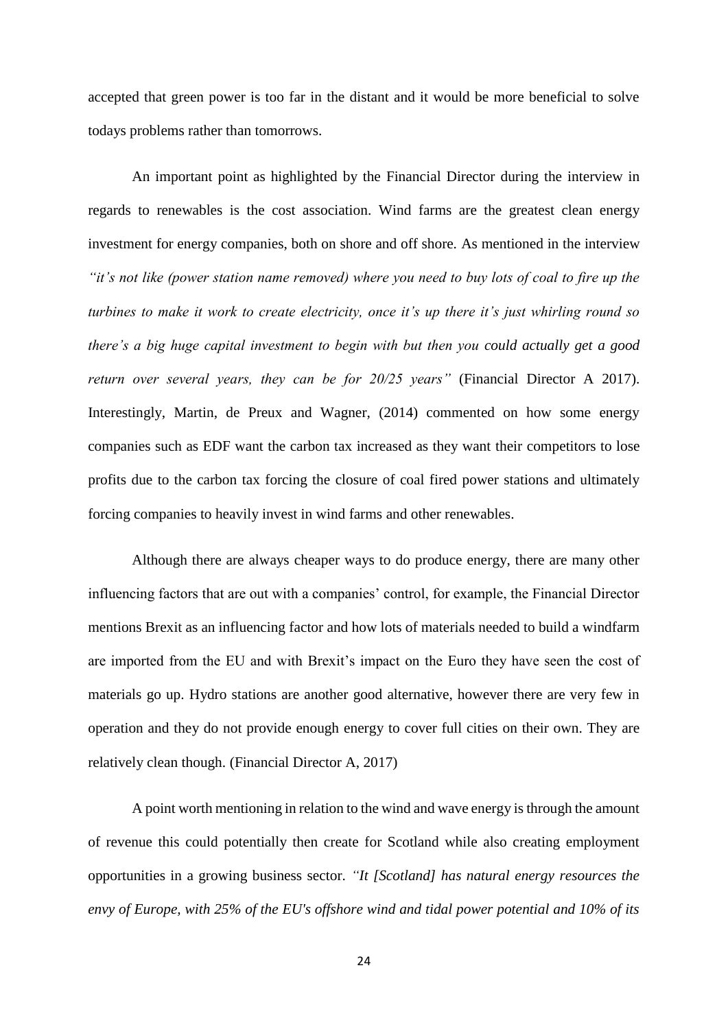accepted that green power is too far in the distant and it would be more beneficial to solve todays problems rather than tomorrows.

An important point as highlighted by the Financial Director during the interview in regards to renewables is the cost association. Wind farms are the greatest clean energy investment for energy companies, both on shore and off shore. As mentioned in the interview *"it's not like (power station name removed) where you need to buy lots of coal to fire up the turbines to make it work to create electricity, once it's up there it's just whirling round so there's a big huge capital investment to begin with but then you could actually get a good return over several years, they can be for 20/25 years"* (Financial Director A 2017). Interestingly, Martin, de Preux and Wagner, (2014) commented on how some energy companies such as EDF want the carbon tax increased as they want their competitors to lose profits due to the carbon tax forcing the closure of coal fired power stations and ultimately forcing companies to heavily invest in wind farms and other renewables.

Although there are always cheaper ways to do produce energy, there are many other influencing factors that are out with a companies' control, for example, the Financial Director mentions Brexit as an influencing factor and how lots of materials needed to build a windfarm are imported from the EU and with Brexit's impact on the Euro they have seen the cost of materials go up. Hydro stations are another good alternative, however there are very few in operation and they do not provide enough energy to cover full cities on their own. They are relatively clean though. (Financial Director A, 2017)

A point worth mentioning in relation to the wind and wave energy is through the amount of revenue this could potentially then create for Scotland while also creating employment opportunities in a growing business sector. *"It [Scotland] has natural energy resources the envy of Europe, with 25% of the EU's offshore wind and tidal power potential and 10% of its*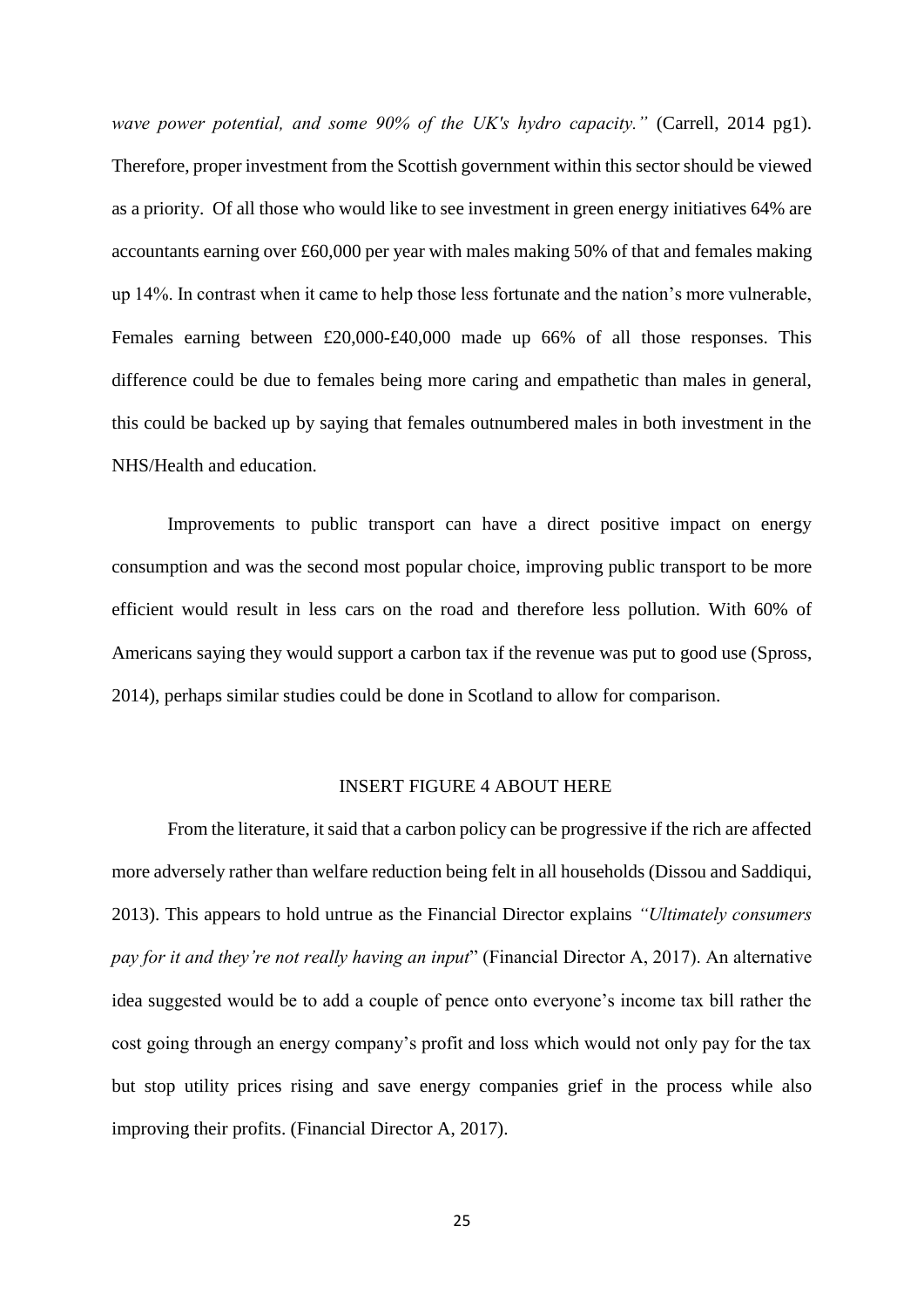*wave power potential, and some 90% of the UK's hydro capacity."* (Carrell, 2014 pg1). Therefore, proper investment from the Scottish government within this sector should be viewed as a priority. Of all those who would like to see investment in green energy initiatives 64% are accountants earning over £60,000 per year with males making 50% of that and females making up 14%. In contrast when it came to help those less fortunate and the nation's more vulnerable, Females earning between £20,000-£40,000 made up 66% of all those responses. This difference could be due to females being more caring and empathetic than males in general, this could be backed up by saying that females outnumbered males in both investment in the NHS/Health and education.

Improvements to public transport can have a direct positive impact on energy consumption and was the second most popular choice, improving public transport to be more efficient would result in less cars on the road and therefore less pollution. With 60% of Americans saying they would support a carbon tax if the revenue was put to good use (Spross, 2014), perhaps similar studies could be done in Scotland to allow for comparison.

INSERT FIGURE 4 ABOUT HERE

From the literature, it said that a carbon policy can be progressive if the rich are affected more adversely rather than welfare reduction being felt in all households (Dissou and Saddiqui, 2013). This appears to hold untrue as the Financial Director explains *"Ultimately consumers pay for it and they're not really having an input*" (Financial Director A, 2017). An alternative idea suggested would be to add a couple of pence onto everyone's income tax bill rather the cost going through an energy company's profit and loss which would not only pay for the tax but stop utility prices rising and save energy companies grief in the process while also improving their profits. (Financial Director A, 2017).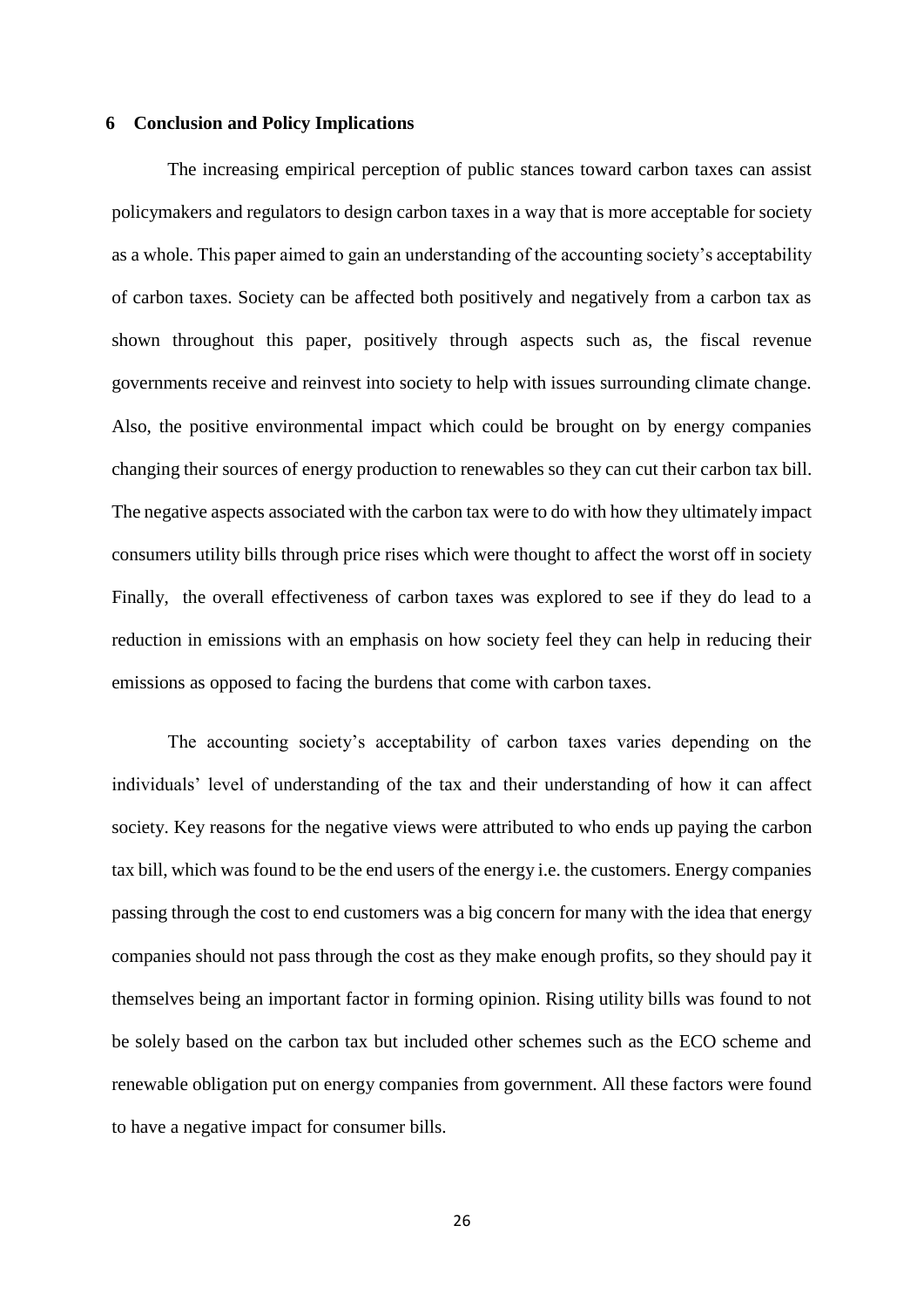## 6 Conclusion and Policy Implications

The increasing empirical perception of public stances toward carbon taxes can assist policymakers and regulators to design carbon taxes in a way that is more acceptable for society as a whole. This paper aimed to gain an understanding of the accounting society's acceptability of carbon taxes. Society can be affected both positively and negatively from a carbon tax as shown throughout this paper, positively through aspects such as, the fiscal revenue governments receive and reinvest into society to help with issues surrounding climate change. Also, the positive environmental impact which could be brought on by energy companies changing their sources of energy production to renewables so they can cut their carbon tax bill. The negative aspects associated with the carbon tax were to do with how they ultimately impact consumers utility bills through price rises which were thought to affect the worst off in society Finally, the overall effectiveness of carbon taxes was explored to see if they do lead to a reduction in emissions with an emphasis on how society feel they can help in reducing their emissions as opposed to facing the burdens that come with carbon taxes.

The accounting society's acceptability of carbon taxes varies depending on the individuals' level of understanding of the tax and their understanding of how it can affect society. Key reasons for the negative views were attributed to who ends up paying the carbon tax bill, which was found to be the end users of the energy i.e. the customers. Energy companies passing through the cost to end customers was a big concern for many with the idea that energy companies should not pass through the cost as they make enough profits, so they should pay it themselves being an important factor in forming opinion. Rising utility bills was found to not be solely based on the carbon tax but included other schemes such as the ECO scheme and renewable obligation put on energy companies from government. All these factors were found to have a negative impact for consumer bills.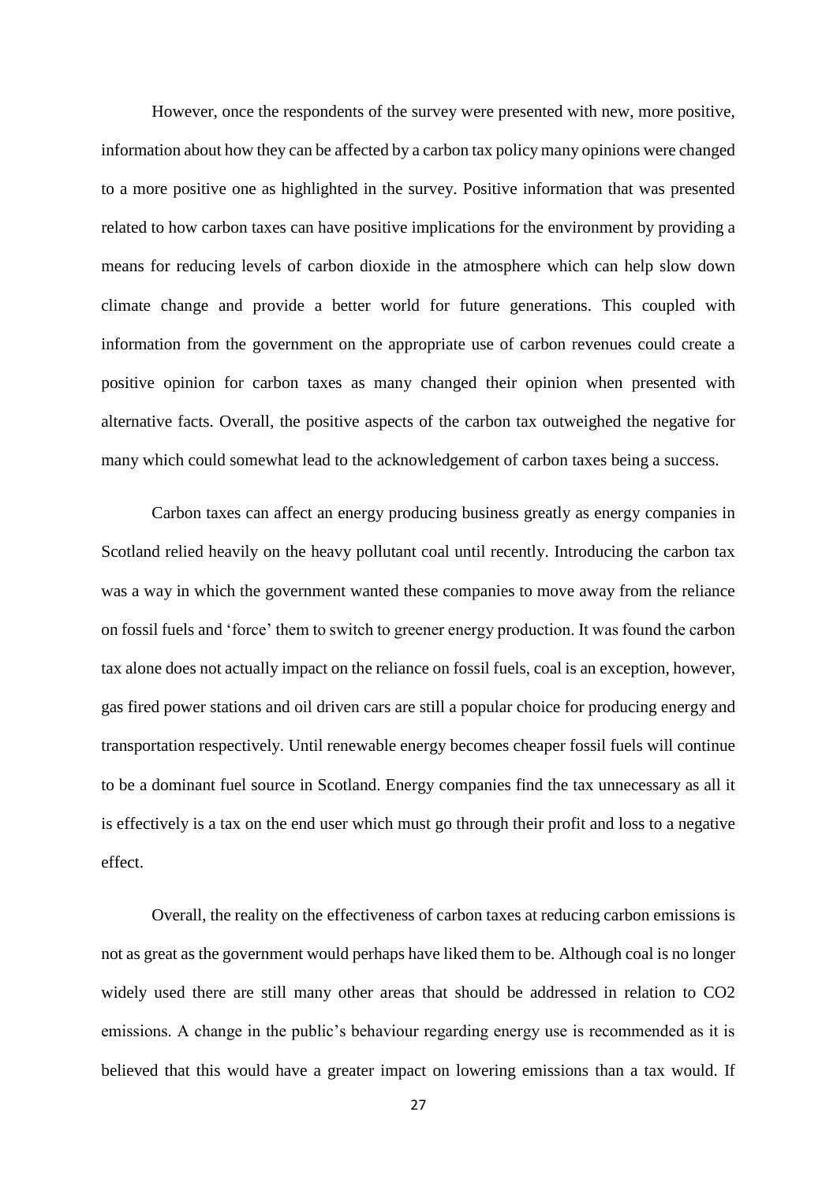However, once the respondents of the survey were presented with new, more positive, information about how they can be affected by a carbon tax policy many opinions were changed to a more positive one as highlighted in the survey. Positive information that was presented related to how carbon taxes can have positive implications for the environment by providing a means for reducing levels of carbon dioxide in the atmosphere which can help slow down climate change and provide a better world for future generations. This coupled with information from the government on the appropriate use of carbon revenues could create a positive opinion for carbon taxes as many changed their opinion when presented with alternative facts. Overall, the positive aspects of the carbon tax outweighed the negative for many which could somewhat lead to the acknowledgement of carbon taxes being a success.

Carbon taxes can affect an energy producing business greatly as energy companies in Scotland relied heavily on the heavy pollutant coal until recently. Introducing the carbon tax was a way in which the government wanted these companies to move away from the reliance on fossil fuels and 'force' them to switch to greener energy production. It was found the carbon tax alone does not actually impact on the reliance on fossil fuels, coal is an exception, however, gas fired power stations and oil driven cars are still a popular choice for producing energy and transportation respectively. Until renewable energy becomes cheaper fossil fuels will continue to be a dominant fuel source in Scotland. Energy companies find the tax unnecessary as all it is effectively is a tax on the end user which must go through their profit and loss to a negative effect.

Overall, the reality on the effectiveness of carbon taxes at reducing carbon emissions is not as great as the government would perhaps have liked them to be. Although coal is no longer widely used there are still many other areas that should be addressed in relation to $CO_2$ emissions. A change in the public's behaviour regarding energy use is recommended as it is believed that this would have a greater impact on lowering emissions than a tax would. If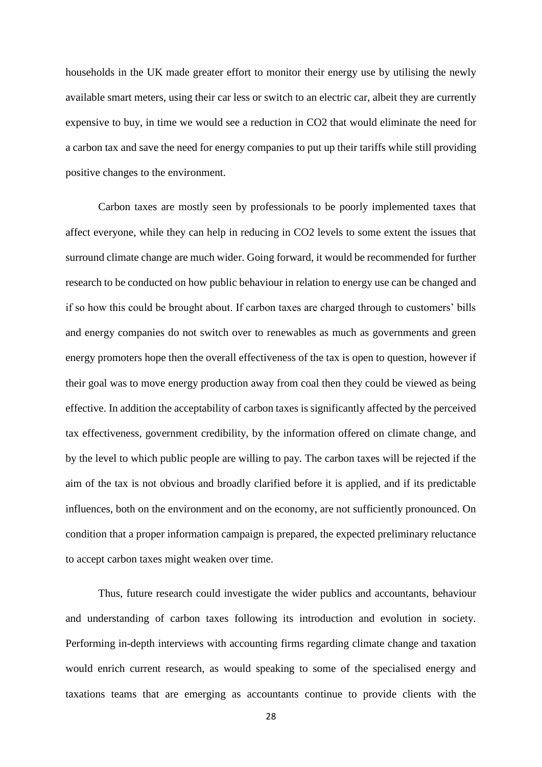households in the UK made greater effort to monitor their energy use by utilising the newly available smart meters, using their car less or switch to an electric car, albeit they are currently expensive to buy, in time we would see a reduction in $CO_2$ that would eliminate the need for a carbon tax and save the need for energy companies to put up their tariffs while still providing positive changes to the environment.

Carbon taxes are mostly seen by professionals to be poorly implemented taxes that affect everyone, while they can help in reducing in $CO_2$ levels to some extent the issues that surround climate change are much wider. Going forward, it would be recommended for further research to be conducted on how public behaviour in relation to energy use can be changed and if so how this could be brought about. If carbon taxes are charged through to customers' bills and energy companies do not switch over to renewables as much as governments and green energy promoters hope then the overall effectiveness of the tax is open to question, however if their goal was to move energy production away from coal then they could be viewed as being effective. In addition the acceptability of carbon taxes is significantly affected by the perceived tax effectiveness, government credibility, by the information offered on climate change, and by the level to which public people are willing to pay. The carbon taxes will be rejected if the aim of the tax is not obvious and broadly clarified before it is applied, and if its predictable influences, both on the environment and on the economy, are not sufficiently pronounced. On condition that a proper information campaign is prepared, the expected preliminary reluctance to accept carbon taxes might weaken over time.

Thus, future research could investigate the wider publics and accountants, behaviour and understanding of carbon taxes following its introduction and evolution in society. Performing in-depth interviews with accounting firms regarding climate change and taxation would enrich current research, as would speaking to some of the specialised energy and taxations teams that are emerging as accountants continue to provide clients with the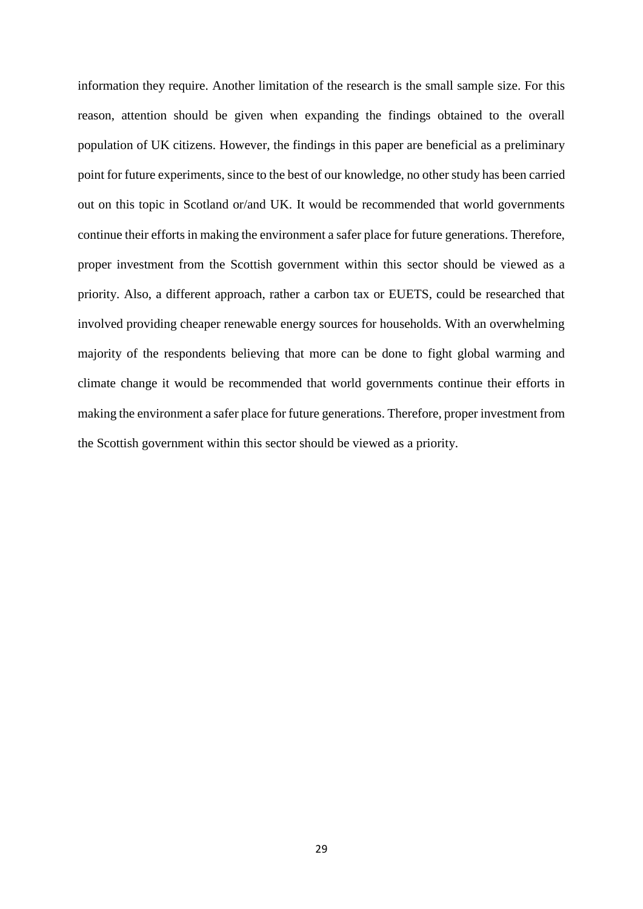information they require. Another limitation of the research is the small sample size. For this reason, attention should be given when expanding the findings obtained to the overall population of UK citizens. However, the findings in this paper are beneficial as a preliminary point for future experiments, since to the best of our knowledge, no other study has been carried out on this topic in Scotland or/and UK. It would be recommended that world governments continue their efforts in making the environment a safer place for future generations. Therefore, proper investment from the Scottish government within this sector should be viewed as a priority. Also, a different approach, rather a carbon tax or EUETS, could be researched that involved providing cheaper renewable energy sources for households. With an overwhelming majority of the respondents believing that more can be done to fight global warming and climate change it would be recommended that world governments continue their efforts in making the environment a safer place for future generations. Therefore, proper investment from the Scottish government within this sector should be viewed as a priority.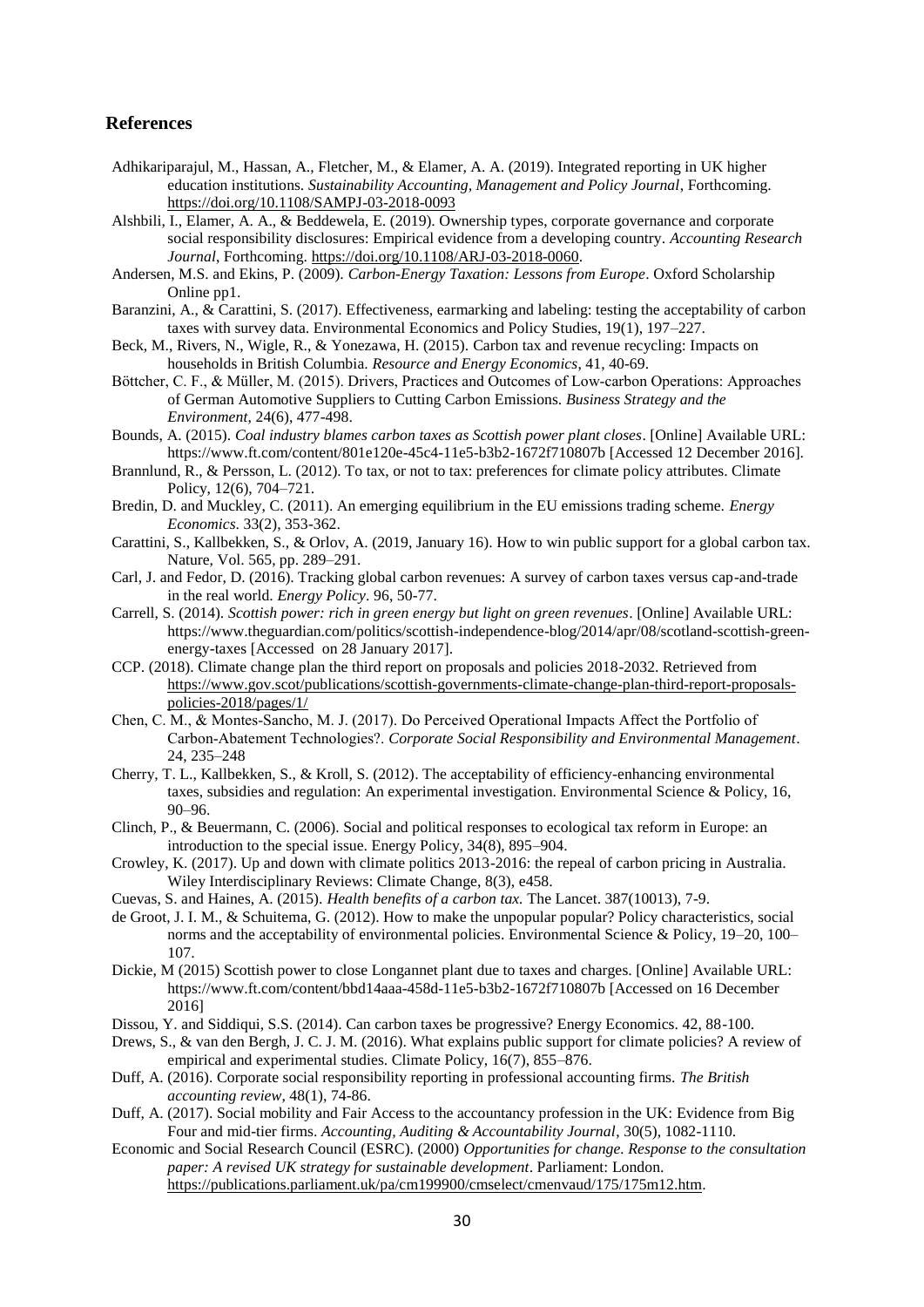## References

Adhikariparajul, M., Hassan, A., Fletcher, M., & Elamer, A. A. (2019). Integrated reporting in UK higher education institutions. *Sustainability Accounting, Management and Policy Journal*, Forthcoming. https://doi.org/10.1108/SAMPJ-03-2018-0093

Alshbili, I., Elamer, A. A., & Beddewela, E. (2019). Ownership types, corporate governance and corporate social responsibility disclosures: Empirical evidence from a developing country. *Accounting Research Journal*, Forthcoming. https://doi.org/10.1108/ARJ-03-2018-0060.

Andersen, M.S. and Ekins, P. (2009). *Carbon-Energy Taxation: Lessons from Europe*. Oxford Scholarship Online pp1.

Baranzini, A., & Carattini, S. (2017). Effectiveness, earmarking and labeling: testing the acceptability of carbon taxes with survey data. Environmental Economics and Policy Studies, 19(1), 197–227.

Beck, M., Rivers, N., Wigle, R., & Yonezawa, H. (2015). Carbon tax and revenue recycling: Impacts on households in British Columbia. *Resource and Energy Economics*, 41, 40-69.

Böttcher, C. F., & Müller, M. (2015). Drivers, Practices and Outcomes of Low-carbon Operations: Approaches of German Automotive Suppliers to Cutting Carbon Emissions. *Business Strategy and the Environment*, 24(6), 477-498.

Bounds, A. (2015). *Coal industry blames carbon taxes as Scottish power plant closes*. [Online] Available URL: https://www.ft.com/content/801e120e-45c4-11e5-b3b2-1672f710807b [Accessed 12 December 2016].

Brannlund, R., & Persson, L. (2012). To tax, or not to tax: preferences for climate policy attributes. Climate Policy, 12(6), 704–721.

Bredin, D. and Muckley, C. (2011). An emerging equilibrium in the EU emissions trading scheme. *Energy Economics*. 33(2), 353-362.

Carattini, S., Kallbekken, S., & Orlov, A. (2019, January 16). How to win public support for a global carbon tax. Nature, Vol. 565, pp. 289–291.

Carl, J. and Fedor, D. (2016). Tracking global carbon revenues: A survey of carbon taxes versus cap-and-trade in the real world. *Energy Policy*. 96, 50-77.

Carrell, S. (2014). *Scottish power: rich in green energy but light on green revenues*. [Online] Available URL: https://www.theguardian.com/politics/scottish-independence-blog/2014/apr/08/scotland-scottish-green-energy-taxes [Accessed on 28 January 2017].

CCP. (2018). Climate change plan the third report on proposals and policies 2018-2032. Retrieved from https://www.gov.scot/publications/scottish-governments-climate-change-plan-third-report-proposals-policies-2018/pages/1/

Chen, C. M., & Montes-Sancho, M. J. (2017). Do Perceived Operational Impacts Affect the Portfolio of Carbon-Abatement Technologies?. *Corporate Social Responsibility and Environmental Management*. 24, 235–248

Cherry, T. L., Kallbekken, S., & Kroll, S. (2012). The acceptability of efficiency-enhancing environmental taxes, subsidies and regulation: An experimental investigation. Environmental Science & Policy, 16, 90–96.

Clinch, P., & Beuermann, C. (2006). Social and political responses to ecological tax reform in Europe: an introduction to the special issue. Energy Policy, 34(8), 895–904.

Crowley, K. (2017). Up and down with climate politics 2013-2016: the repeal of carbon pricing in Australia. Wiley Interdisciplinary Reviews: Climate Change, 8(3), e458.

Cuevas, S. and Haines, A. (2015). *Health benefits of a carbon tax.* The Lancet. 387(10013), 7-9.

de Groot, J. I. M., & Schuitema, G. (2012). How to make the unpopular popular? Policy characteristics, social norms and the acceptability of environmental policies. Environmental Science & Policy, 19–20, 100–107.

Dickie, M (2015) Scottish power to close Longannet plant due to taxes and charges. [Online] Available URL: https://www.ft.com/content/bbd14aaa-458d-11e5-b3b2-1672f710807b [Accessed on 16 December 2016]

Dissou, Y. and Siddiqui, S.S. (2014). Can carbon taxes be progressive? Energy Economics. 42, 88-100.

Drews, S., & van den Bergh, J. C. J. M. (2016). What explains public support for climate policies? A review of empirical and experimental studies. Climate Policy, 16(7), 855–876.

Duff, A. (2016). Corporate social responsibility reporting in professional accounting firms. *The British accounting review*, 48(1), 74-86.

Duff, A. (2017). Social mobility and Fair Access to the accountancy profession in the UK: Evidence from Big Four and mid-tier firms. *Accounting, Auditing & Accountability Journal*, 30(5), 1082-1110.

Economic and Social Research Council (ESRC). (2000) *Opportunities for change. Response to the consultation paper: A revised UK strategy for sustainable development*. Parliament: London. https://publications.parliament.uk/pa/cm199900/cmselect/cmenvaud/175/175m12.htm.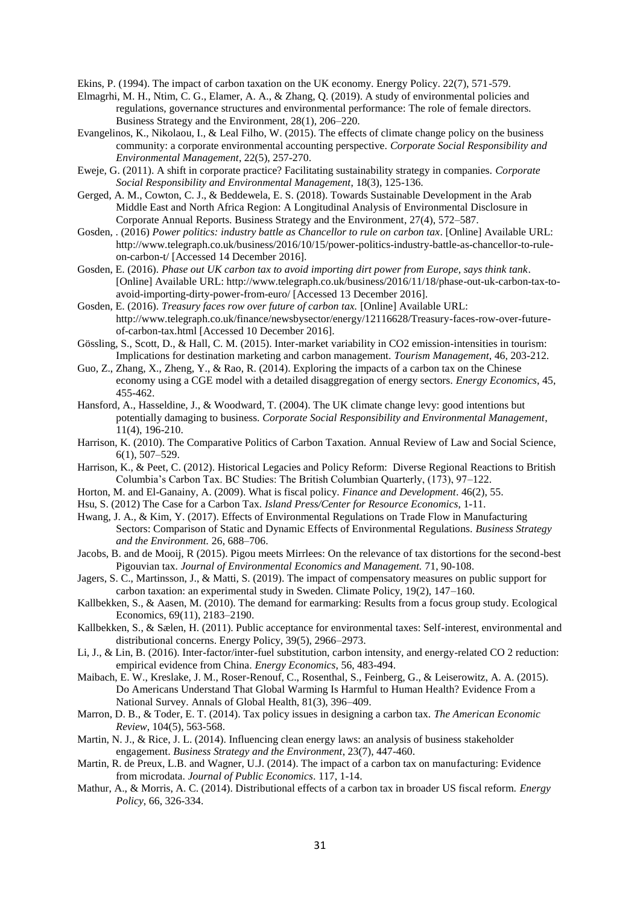Ekins, P. (1994). The impact of carbon taxation on the UK economy. Energy Policy. 22(7), 571-579.

Elmagrhi, M. H., Ntim, C. G., Elamer, A. A., & Zhang, Q. (2019). A study of environmental policies and regulations, governance structures and environmental performance: The role of female directors. Business Strategy and the Environment, 28(1), 206–220.

Evangelinos, K., Nikolaou, I., & Leal Filho, W. (2015). The effects of climate change policy on the business community: a corporate environmental accounting perspective. *Corporate Social Responsibility and Environmental Management*, 22(5), 257-270.

Eweje, G. (2011). A shift in corporate practice? Facilitating sustainability strategy in companies. *Corporate Social Responsibility and Environmental Management*, 18(3), 125-136.

Gerged, A. M., Cowton, C. J., & Beddewela, E. S. (2018). Towards Sustainable Development in the Arab Middle East and North Africa Region: A Longitudinal Analysis of Environmental Disclosure in Corporate Annual Reports. Business Strategy and the Environment, 27(4), 572–587.

Gosden, . (2016) *Power politics: industry battle as Chancellor to rule on carbon tax*. [Online] Available URL: http://www.telegraph.co.uk/business/2016/10/15/power-politics-industry-battle-as-chancellor-to-rule-on-carbon-t/ [Accessed 14 December 2016].

Gosden, E. (2016). *Phase out UK carbon tax to avoid importing dirt power from Europe, says think tank*. [Online] Available URL: http://www.telegraph.co.uk/business/2016/11/18/phase-out-uk-carbon-tax-to-avoid-importing-dirty-power-from-euro/ [Accessed 13 December 2016].

Gosden, E. (2016). *Treasury faces row over future of carbon tax.* [Online] Available URL: http://www.telegraph.co.uk/finance/newsbysector/energy/12116628/Treasury-faces-row-over-future-of-carbon-tax.html [Accessed 10 December 2016].

Gössling, S., Scott, D., & Hall, C. M. (2015). Inter-market variability in CO2 emission-intensities in tourism: Implications for destination marketing and carbon management. *Tourism Management*, 46, 203-212.

Guo, Z., Zhang, X., Zheng, Y., & Rao, R. (2014). Exploring the impacts of a carbon tax on the Chinese economy using a CGE model with a detailed disaggregation of energy sectors. *Energy Economics*, 45, 455-462.

Hansford, A., Hasseldine, J., & Woodward, T. (2004). The UK climate change levy: good intentions but potentially damaging to business. *Corporate Social Responsibility and Environmental Management*, 11(4), 196-210.

Harrison, K. (2010). The Comparative Politics of Carbon Taxation. Annual Review of Law and Social Science, 6(1), 507–529.

Harrison, K., & Peet, C. (2012). Historical Legacies and Policy Reform: Diverse Regional Reactions to British Columbia's Carbon Tax. BC Studies: The British Columbian Quarterly, (173), 97–122.

Horton, M. and El-Ganainy, A. (2009). What is fiscal policy. *Finance and Development*. 46(2), 55.

Hsu, S. (2012) The Case for a Carbon Tax. *Island Press/Center for Resource Economics*, 1-11.

Hwang, J. A., & Kim, Y. (2017). Effects of Environmental Regulations on Trade Flow in Manufacturing Sectors: Comparison of Static and Dynamic Effects of Environmental Regulations. *Business Strategy and the Environment.* 26, 688–706.

Jacobs, B. and de Mooij, R (2015). Pigou meets Mirrlees: On the relevance of tax distortions for the second-best Pigouvian tax. *Journal of Environmental Economics and Management.* 71, 90-108.

Jagers, S. C., Martinsson, J., & Matti, S. (2019). The impact of compensatory measures on public support for carbon taxation: an experimental study in Sweden. Climate Policy, 19(2), 147–160.

Kallbekken, S., & Aasen, M. (2010). The demand for earmarking: Results from a focus group study. Ecological Economics, 69(11), 2183–2190.

Kallbekken, S., & Sælen, H. (2011). Public acceptance for environmental taxes: Self-interest, environmental and distributional concerns. Energy Policy, 39(5), 2966–2973.

Li, J., & Lin, B. (2016). Inter-factor/inter-fuel substitution, carbon intensity, and energy-related CO 2 reduction: empirical evidence from China. *Energy Economics*, 56, 483-494.

Maibach, E. W., Kreslake, J. M., Roser-Renouf, C., Rosenthal, S., Feinberg, G., & Leiserowitz, A. A. (2015). Do Americans Understand That Global Warming Is Harmful to Human Health? Evidence From a National Survey. Annals of Global Health, 81(3), 396–409.

Marron, D. B., & Toder, E. T. (2014). Tax policy issues in designing a carbon tax. *The American Economic Review*, 104(5), 563-568.

Martin, N. J., & Rice, J. L. (2014). Influencing clean energy laws: an analysis of business stakeholder engagement. *Business Strategy and the Environment*, 23(7), 447-460.

Martin, R. de Preux, L.B. and Wagner, U.J. (2014). The impact of a carbon tax on manufacturing: Evidence from microdata. *Journal of Public Economics*. 117, 1-14.

Mathur, A., & Morris, A. C. (2014). Distributional effects of a carbon tax in broader US fiscal reform. *Energy Policy*, 66, 326-334.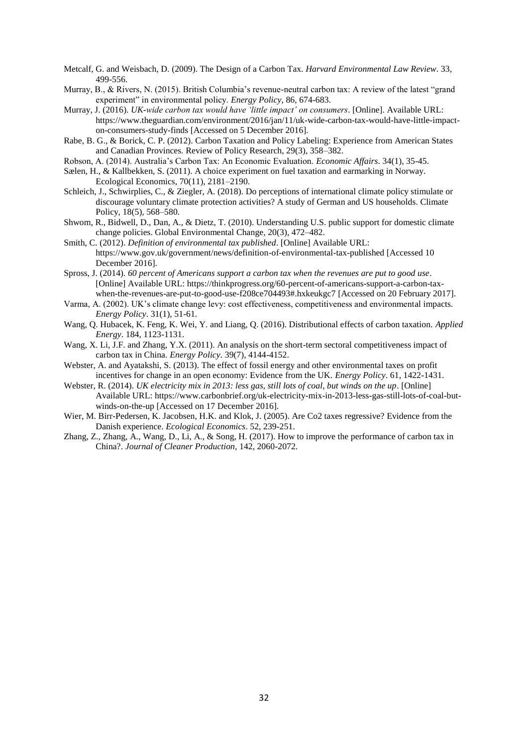Metcalf, G. and Weisbach, D. (2009). The Design of a Carbon Tax. *Harvard Environmental Law Review*. 33, 499-556.

Murray, B., & Rivers, N. (2015). British Columbia's revenue-neutral carbon tax: A review of the latest "grand experiment" in environmental policy. *Energy Policy*, 86, 674-683.

Murray, J. (2016). *UK-wide carbon tax would have 'little impact' on consumers*. [Online]. Available URL: https://www.theguardian.com/environment/2016/jan/11/uk-wide-carbon-tax-would-have-little-impact-on-consumers-study-finds [Accessed on 5 December 2016].

Rabe, B. G., & Borick, C. P. (2012). Carbon Taxation and Policy Labeling: Experience from American States and Canadian Provinces. Review of Policy Research, 29(3), 358–382.

Robson, A. (2014). Australia's Carbon Tax: An Economic Evaluation. *Economic Affairs*. 34(1), 35-45.

Sælen, H., & Kallbekken, S. (2011). A choice experiment on fuel taxation and earmarking in Norway. Ecological Economics, 70(11), 2181–2190.

Schleich, J., Schwirplies, C., & Ziegler, A. (2018). Do perceptions of international climate policy stimulate or discourage voluntary climate protection activities? A study of German and US households. Climate Policy, 18(5), 568–580.

Shwom, R., Bidwell, D., Dan, A., & Dietz, T. (2010). Understanding U.S. public support for domestic climate change policies. Global Environmental Change, 20(3), 472–482.

Smith, C. (2012). *Definition of environmental tax published*. [Online] Available URL: https://www.gov.uk/government/news/definition-of-environmental-tax-published [Accessed 10 December 2016].

Spross, J. (2014). *60 percent of Americans support a carbon tax when the revenues are put to good use*. [Online] Available URL: https://thinkprogress.org/60-percent-of-americans-support-a-carbon-tax-when-the-revenues-are-put-to-good-use-f208ce704493#.hxkeukgc7 [Accessed on 20 February 2017].

Varma, A. (2002). UK's climate change levy: cost effectiveness, competitiveness and environmental impacts. *Energy Policy*. 31(1), 51-61.

Wang, Q. Hubacek, K. Feng, K. Wei, Y. and Liang, Q. (2016). Distributional effects of carbon taxation. *Applied Energy*. 184, 1123-1131.

Wang, X. Li, J.F. and Zhang, Y.X. (2011). An analysis on the short-term sectoral competitiveness impact of carbon tax in China. *Energy Policy*. 39(7), 4144-4152.

Webster, A. and Ayatakshi, S. (2013). The effect of fossil energy and other environmental taxes on profit incentives for change in an open economy: Evidence from the UK. *Energy Policy*. 61, 1422-1431.

Webster, R. (2014). *UK electricity mix in 2013: less gas, still lots of coal, but winds on the up*. [Online] Available URL: https://www.carbonbrief.org/uk-electricity-mix-in-2013-less-gas-still-lots-of-coal-but-winds-on-the-up [Accessed on 17 December 2016].

Wier, M. Birr-Pedersen, K. Jacobsen, H.K. and Klok, J. (2005). Are Co2 taxes regressive? Evidence from the Danish experience. *Ecological Economics*. 52, 239-251.

Zhang, Z., Zhang, A., Wang, D., Li, A., & Song, H. (2017). How to improve the performance of carbon tax in China?. *Journal of Cleaner Production*, 142, 2060-2072.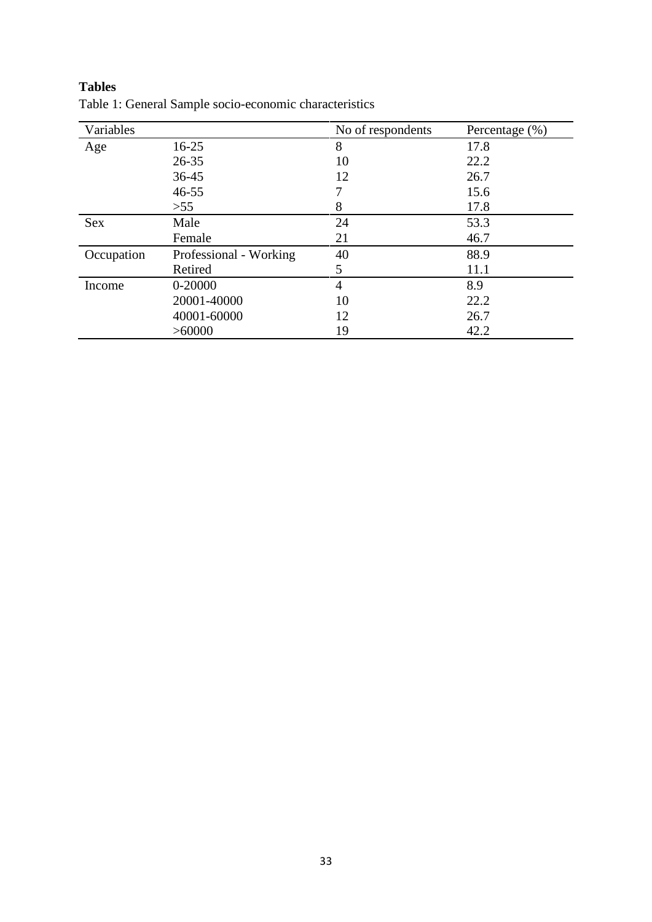**Tables**

Table 1: General Sample socio-economic characteristics

| Variables | | No of respondents | Percentage (%) |
|---|---|---|---|
| Age | 16-25 | 8 | 17.8 |
| | 26-35 | 10 | 22.2 |
| | 36-45 | 12 | 26.7 |
| | 46-55 | 7 | 15.6 |
| | >55 | 8 | 17.8 |
| Sex | Male | 24 | 53.3 |
| | Female | 21 | 46.7 |
| Occupation | Professional - Working | 40 | 88.9 |
| | Retired | 5 | 11.1 |
| Income | 0-20000 | 4 | 8.9 |
| | 20001-40000 | 10 | 22.2 |
| | 40001-60000 | 12 | 26.7 |
| | >60000 | 19 | 42.2 |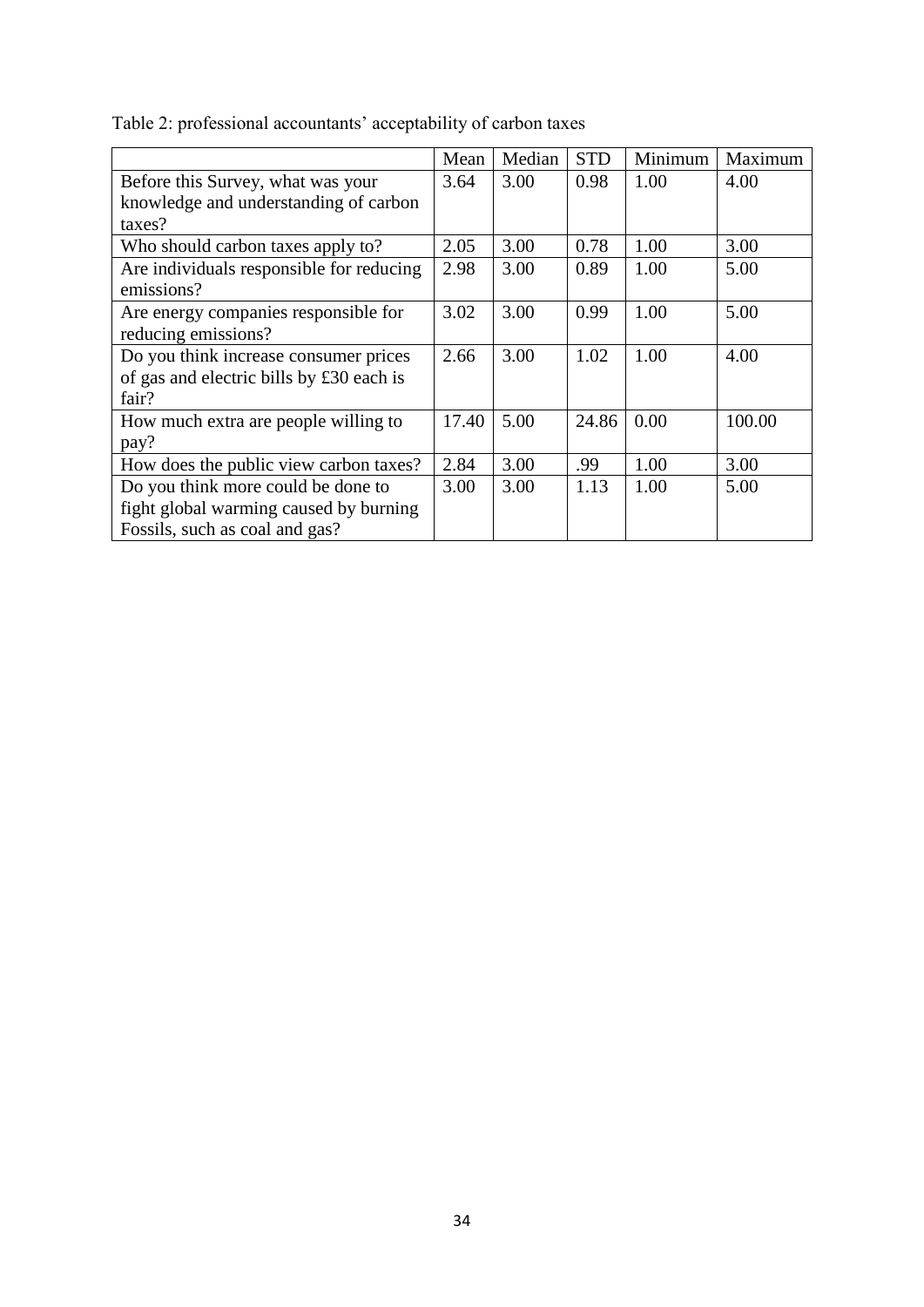Table 2: professional accountants' acceptability of carbon taxes

| | Mean | Median | STD | Minimum | Maximum |
|---|---|---|---|---|---|
| Before this Survey, what was your knowledge and understanding of carbon taxes? | 3.64 | 3.00 | 0.98 | 1.00 | 4.00 |
| Who should carbon taxes apply to? | 2.05 | 3.00 | 0.78 | 1.00 | 3.00 |
| Are individuals responsible for reducing emissions? | 2.98 | 3.00 | 0.89 | 1.00 | 5.00 |
| Are energy companies responsible for reducing emissions? | 3.02 | 3.00 | 0.99 | 1.00 | 5.00 |
| Do you think increase consumer prices of gas and electric bills by £30 each is fair? | 2.66 | 3.00 | 1.02 | 1.00 | 4.00 |
| How much extra are people willing to pay? | 17.40 | 5.00 | 24.86 | 0.00 | 100.00 |
| How does the public view carbon taxes? | 2.84 | 3.00 | .99 | 1.00 | 3.00 |
| Do you think more could be done to fight global warming caused by burning Fossils, such as coal and gas? | 3.00 | 3.00 | 1.13 | 1.00 | 5.00 |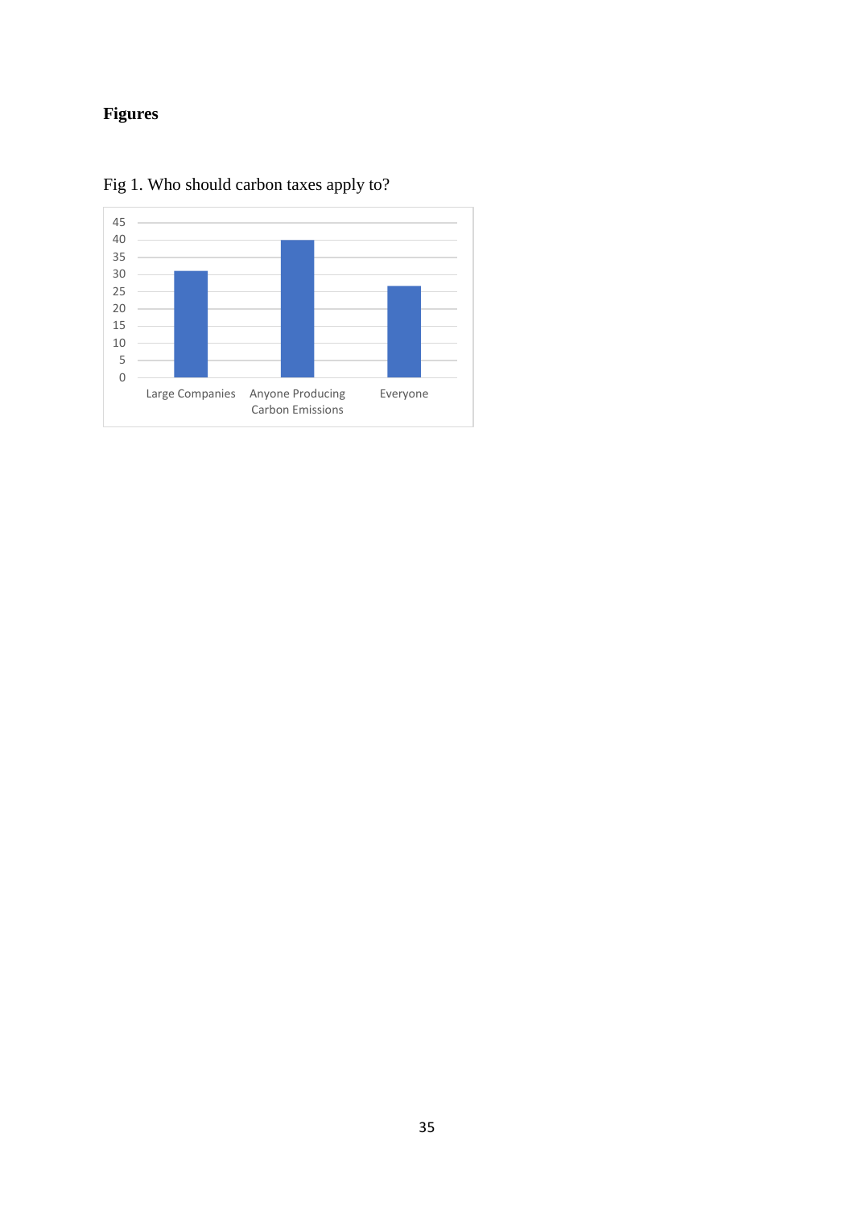**Figures**

Fig 1. Who should carbon taxes apply to?

| Category | Value |
|---|---|
| Large Companies | 31 |
| Anyone Producing Carbon Emissions | 40 |
| Everyone | 27 |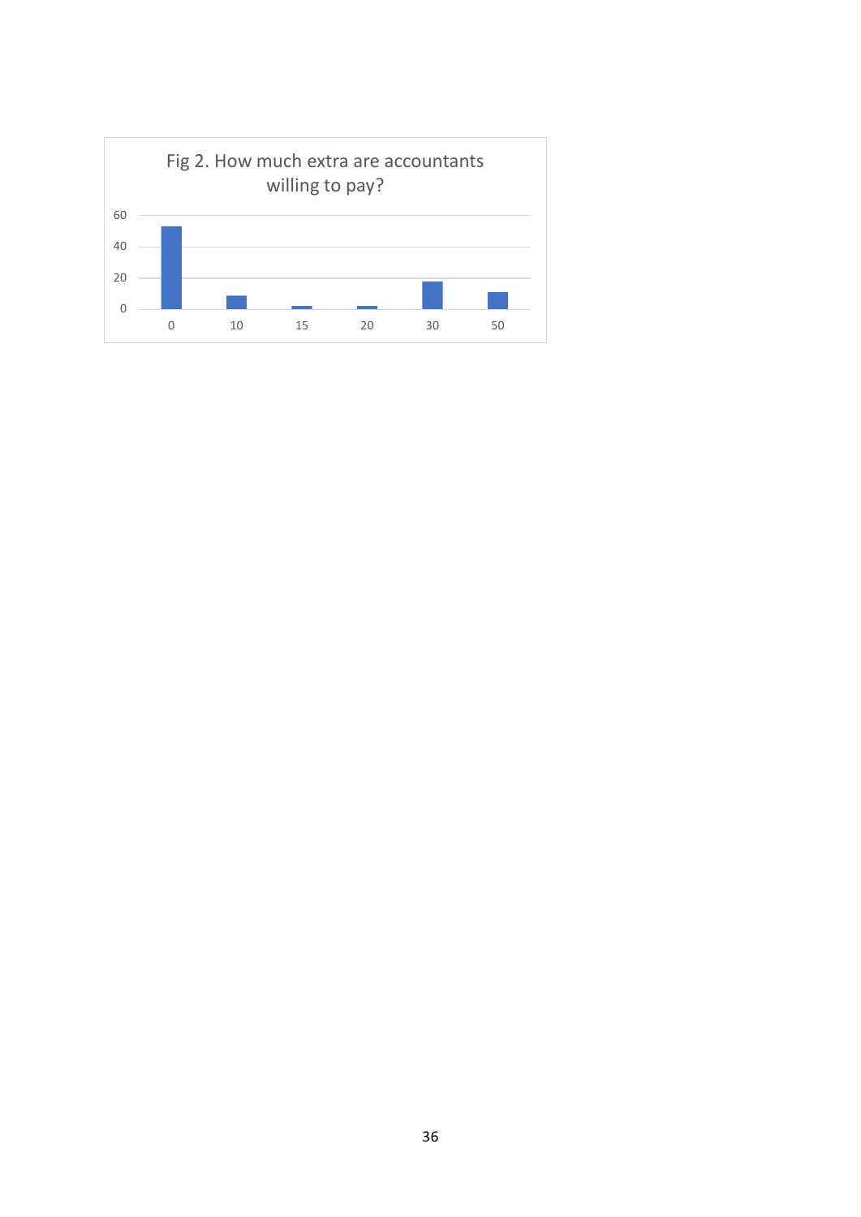Fig 2. How much extra are accountants willing to pay?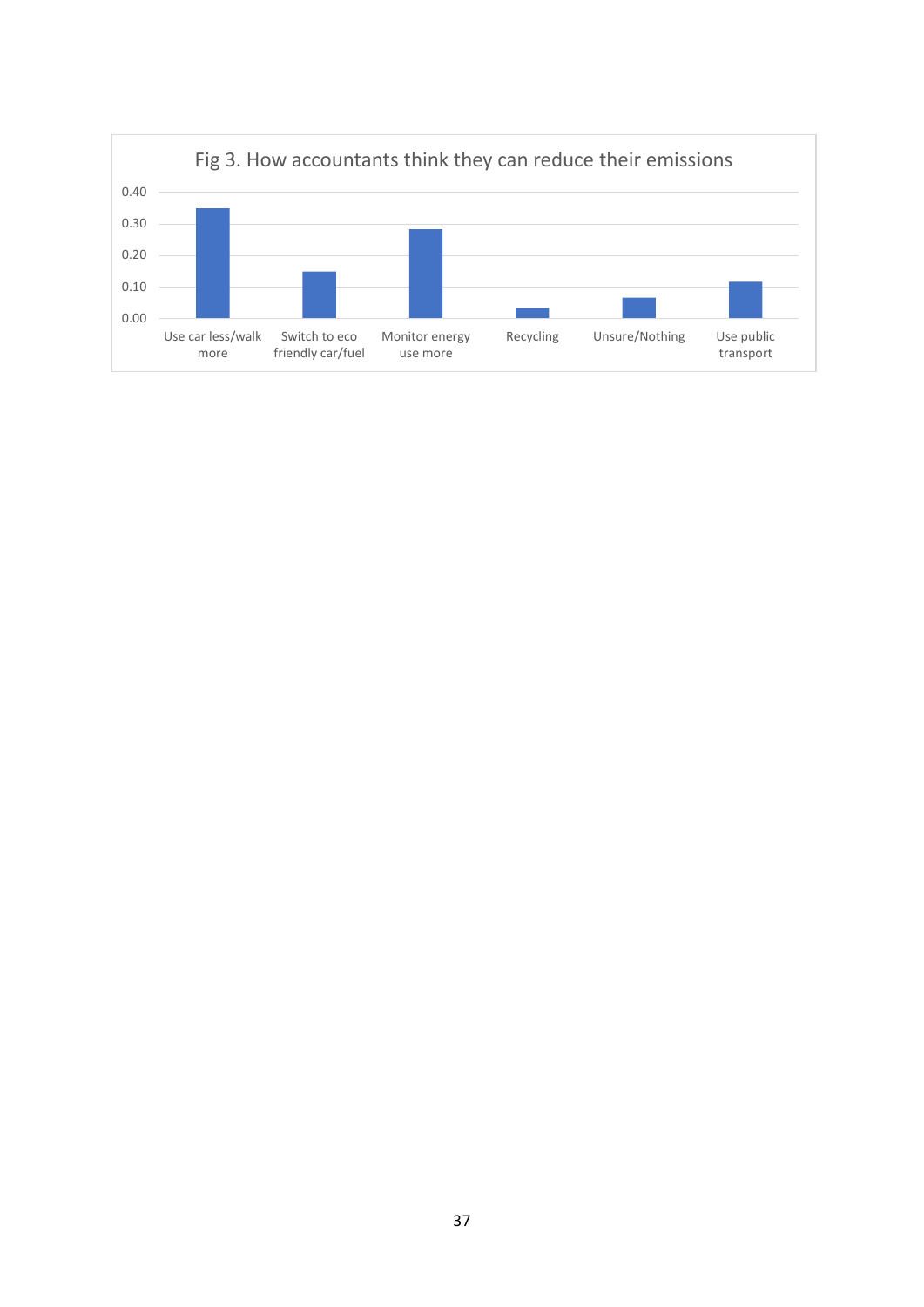Fig 3. How accountants think they can reduce their emissions

| Category | Value |
|---|---|
| Use car less/walk more | 0.35 |
| Switch to eco friendly car/fuel | 0.15 |
| Monitor energy use more | 0.28 |
| Recycling | 0.03 |
| Unsure/Nothing | 0.07 |
| Use public transport | 0.12 |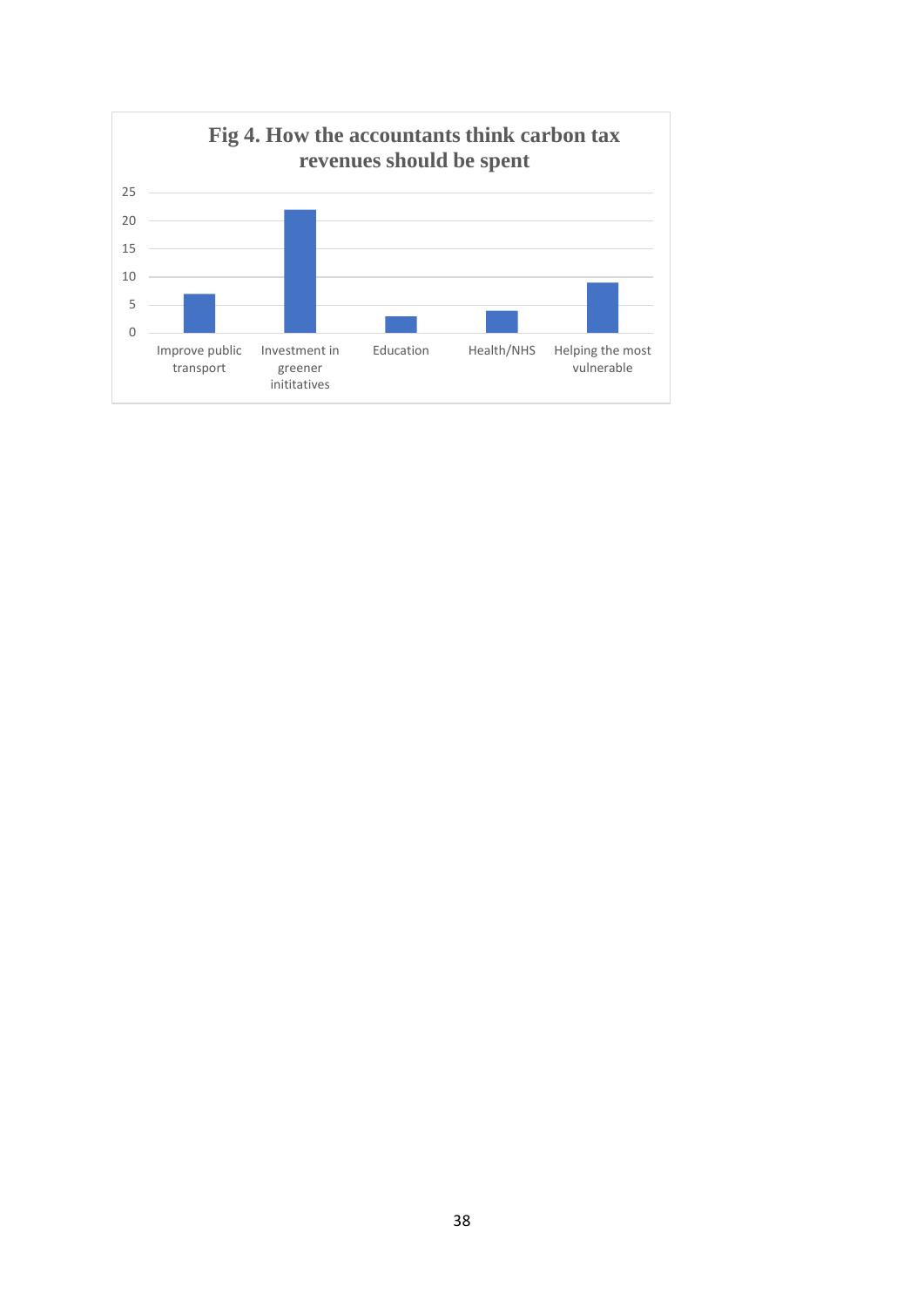**Fig 4. How the accountants think carbon tax revenues should be spent**

25

20

15

10

5

0

Improve public transport

Investment in greener inititatives

Education

Health/NHS

Helping the most vulnerable